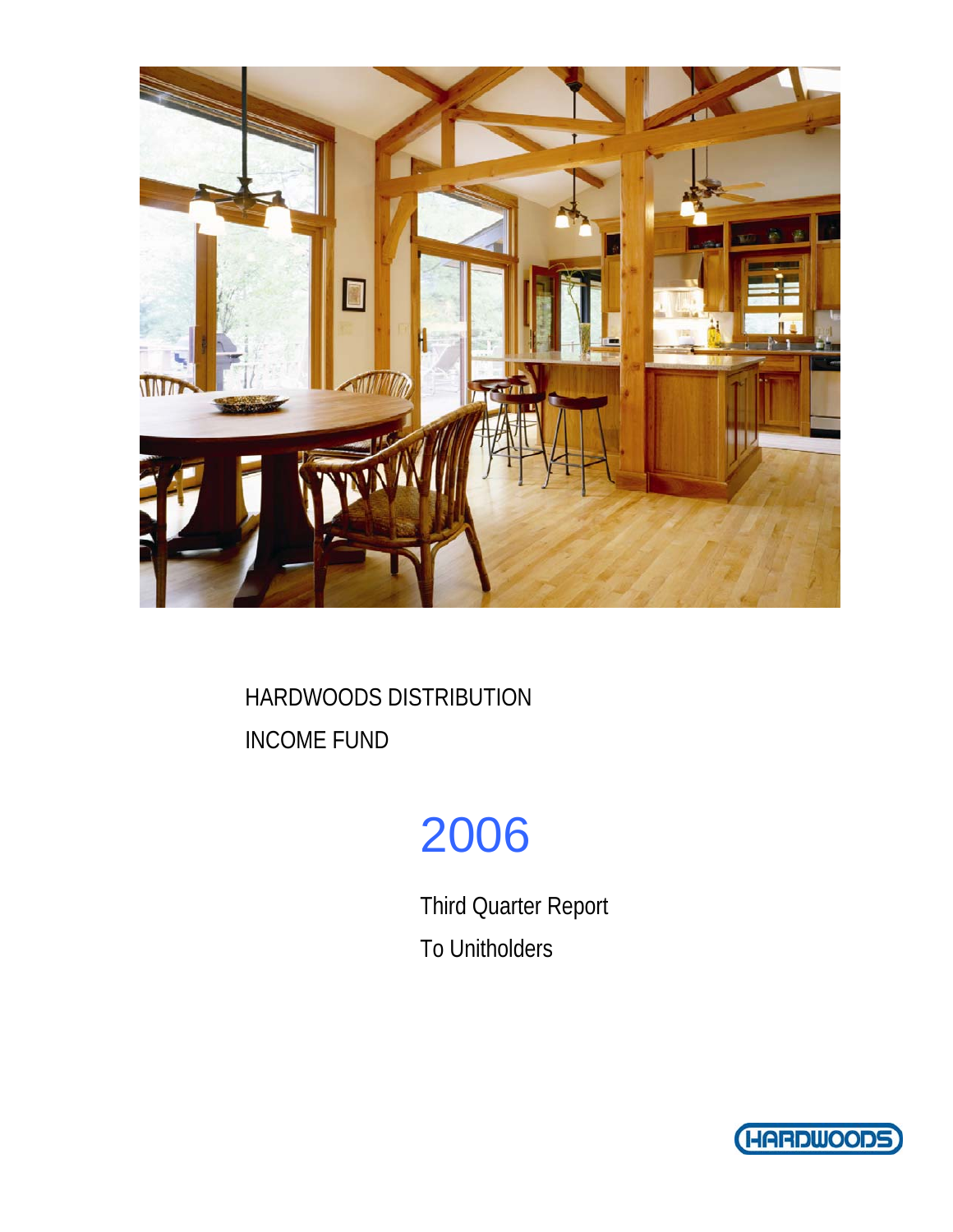# HARDWOODS DISTRIBUTION INCOME FUND

# 2006

## Third Quarter Report To Unitholders

HARDWOODS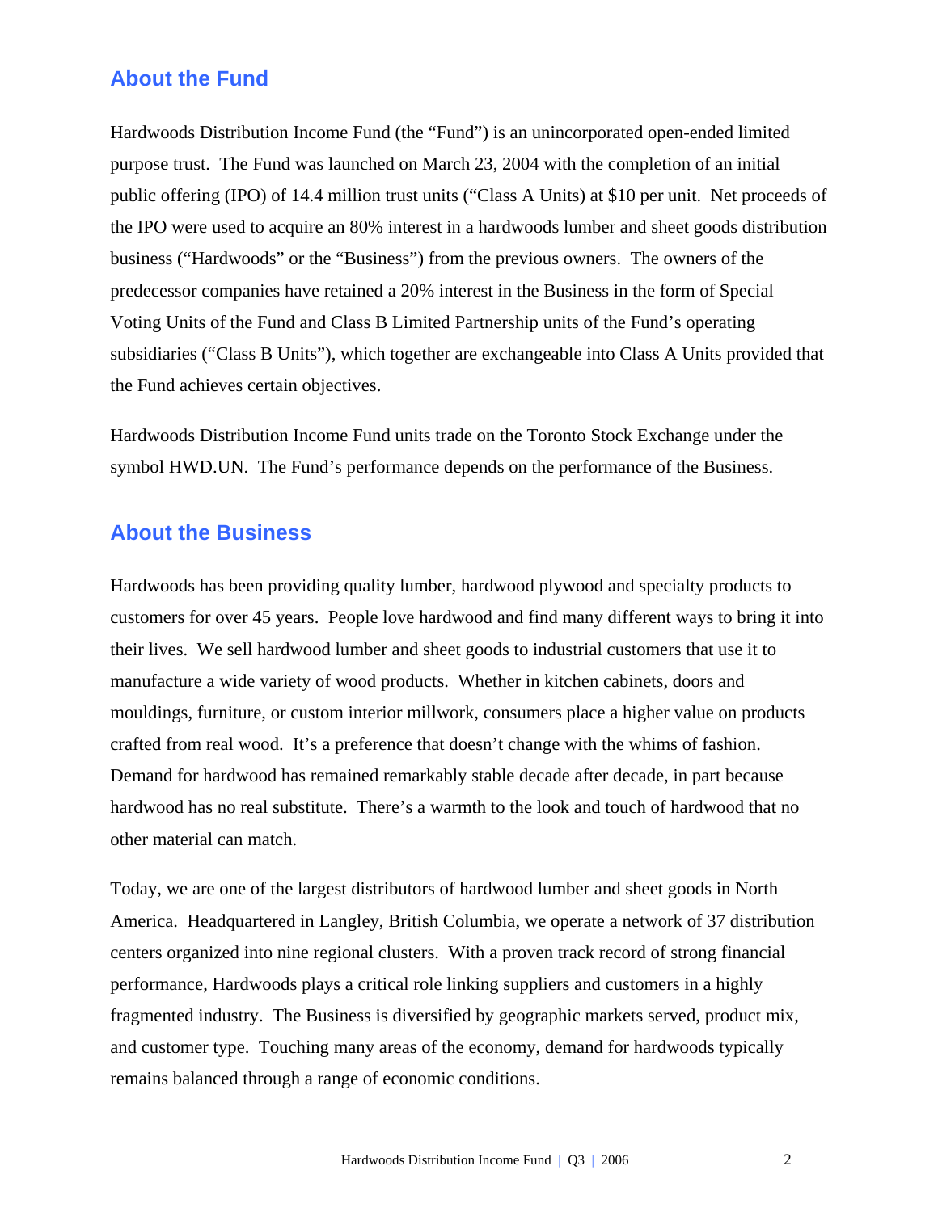## About the Fund

Hardwoods Distribution Income Fund (the "Fund") is an unincorporated open-ended limited purpose trust. The Fund was launched on March 23, 2004 with the completion of an initial public offering (IPO) of 14.4 million trust units ("Class A Units) at $10 per unit. Net proceeds of the IPO were used to acquire an 80% interest in a hardwoods lumber and sheet goods distribution business ("Hardwoods" or the "Business") from the previous owners. The owners of the predecessor companies have retained a 20% interest in the Business in the form of Special Voting Units of the Fund and Class B Limited Partnership units of the Fund's operating subsidiaries ("Class B Units"), which together are exchangeable into Class A Units provided that the Fund achieves certain objectives.

Hardwoods Distribution Income Fund units trade on the Toronto Stock Exchange under the symbol HWD.UN. The Fund's performance depends on the performance of the Business.

## About the Business

Hardwoods has been providing quality lumber, hardwood plywood and specialty products to customers for over 45 years. People love hardwood and find many different ways to bring it into their lives. We sell hardwood lumber and sheet goods to industrial customers that use it to manufacture a wide variety of wood products. Whether in kitchen cabinets, doors and mouldings, furniture, or custom interior millwork, consumers place a higher value on products crafted from real wood. It's a preference that doesn't change with the whims of fashion. Demand for hardwood has remained remarkably stable decade after decade, in part because hardwood has no real substitute. There's a warmth to the look and touch of hardwood that no other material can match.

Today, we are one of the largest distributors of hardwood lumber and sheet goods in North America. Headquartered in Langley, British Columbia, we operate a network of 37 distribution centers organized into nine regional clusters. With a proven track record of strong financial performance, Hardwoods plays a critical role linking suppliers and customers in a highly fragmented industry. The Business is diversified by geographic markets served, product mix, and customer type. Touching many areas of the economy, demand for hardwoods typically remains balanced through a range of economic conditions.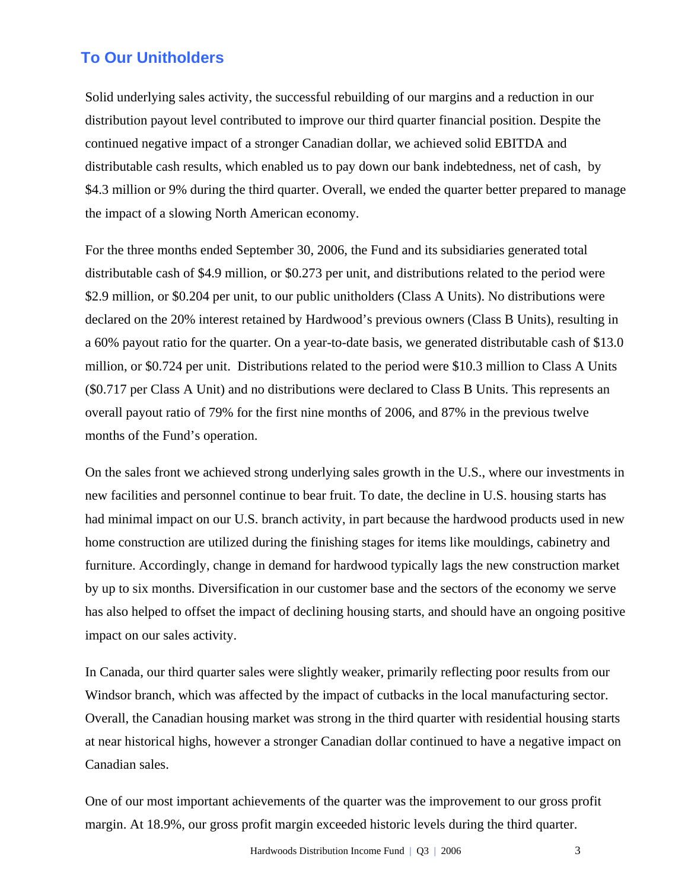## To Our Unitholders

Solid underlying sales activity, the successful rebuilding of our margins and a reduction in our distribution payout level contributed to improve our third quarter financial position. Despite the continued negative impact of a stronger Canadian dollar, we achieved solid EBITDA and distributable cash results, which enabled us to pay down our bank indebtedness, net of cash, by $4.3 million or 9% during the third quarter. Overall, we ended the quarter better prepared to manage the impact of a slowing North American economy.

For the three months ended September 30, 2006, the Fund and its subsidiaries generated total distributable cash of $4.9 million, or $0.273 per unit, and distributions related to the period were $2.9 million, or $0.204 per unit, to our public unitholders (Class A Units). No distributions were declared on the 20% interest retained by Hardwood's previous owners (Class B Units), resulting in a 60% payout ratio for the quarter. On a year-to-date basis, we generated distributable cash of $13.0 million, or $0.724 per unit. Distributions related to the period were $10.3 million to Class A Units ($0.717 per Class A Unit) and no distributions were declared to Class B Units. This represents an overall payout ratio of 79% for the first nine months of 2006, and 87% in the previous twelve months of the Fund's operation.

On the sales front we achieved strong underlying sales growth in the U.S., where our investments in new facilities and personnel continue to bear fruit. To date, the decline in U.S. housing starts has had minimal impact on our U.S. branch activity, in part because the hardwood products used in new home construction are utilized during the finishing stages for items like mouldings, cabinetry and furniture. Accordingly, change in demand for hardwood typically lags the new construction market by up to six months. Diversification in our customer base and the sectors of the economy we serve has also helped to offset the impact of declining housing starts, and should have an ongoing positive impact on our sales activity.

In Canada, our third quarter sales were slightly weaker, primarily reflecting poor results from our Windsor branch, which was affected by the impact of cutbacks in the local manufacturing sector. Overall, the Canadian housing market was strong in the third quarter with residential housing starts at near historical highs, however a stronger Canadian dollar continued to have a negative impact on Canadian sales.

One of our most important achievements of the quarter was the improvement to our gross profit margin. At 18.9%, our gross profit margin exceeded historic levels during the third quarter.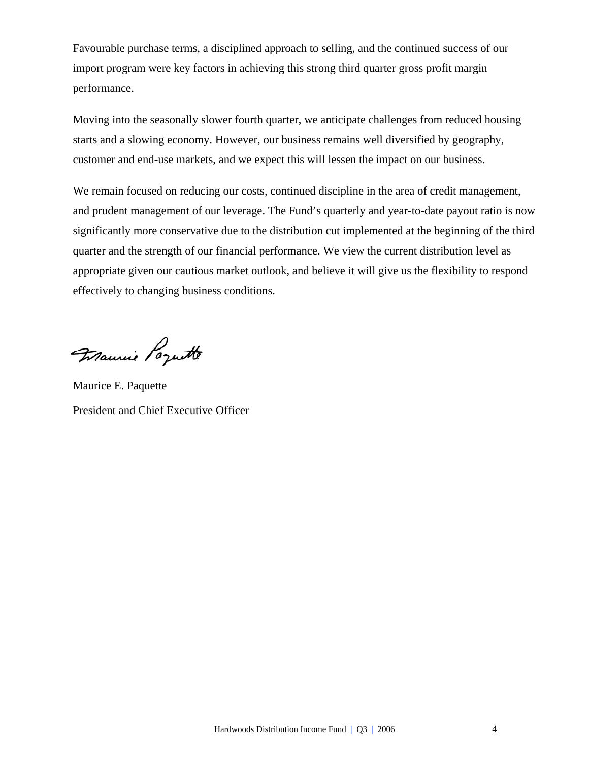Favourable purchase terms, a disciplined approach to selling, and the continued success of our import program were key factors in achieving this strong third quarter gross profit margin performance.

Moving into the seasonally slower fourth quarter, we anticipate challenges from reduced housing starts and a slowing economy. However, our business remains well diversified by geography, customer and end-use markets, and we expect this will lessen the impact on our business.

We remain focused on reducing our costs, continued discipline in the area of credit management, and prudent management of our leverage. The Fund's quarterly and year-to-date payout ratio is now significantly more conservative due to the distribution cut implemented at the beginning of the third quarter and the strength of our financial performance. We view the current distribution level as appropriate given our cautious market outlook, and believe it will give us the flexibility to respond effectively to changing business conditions.

Maurice E. Paquette

President and Chief Executive Officer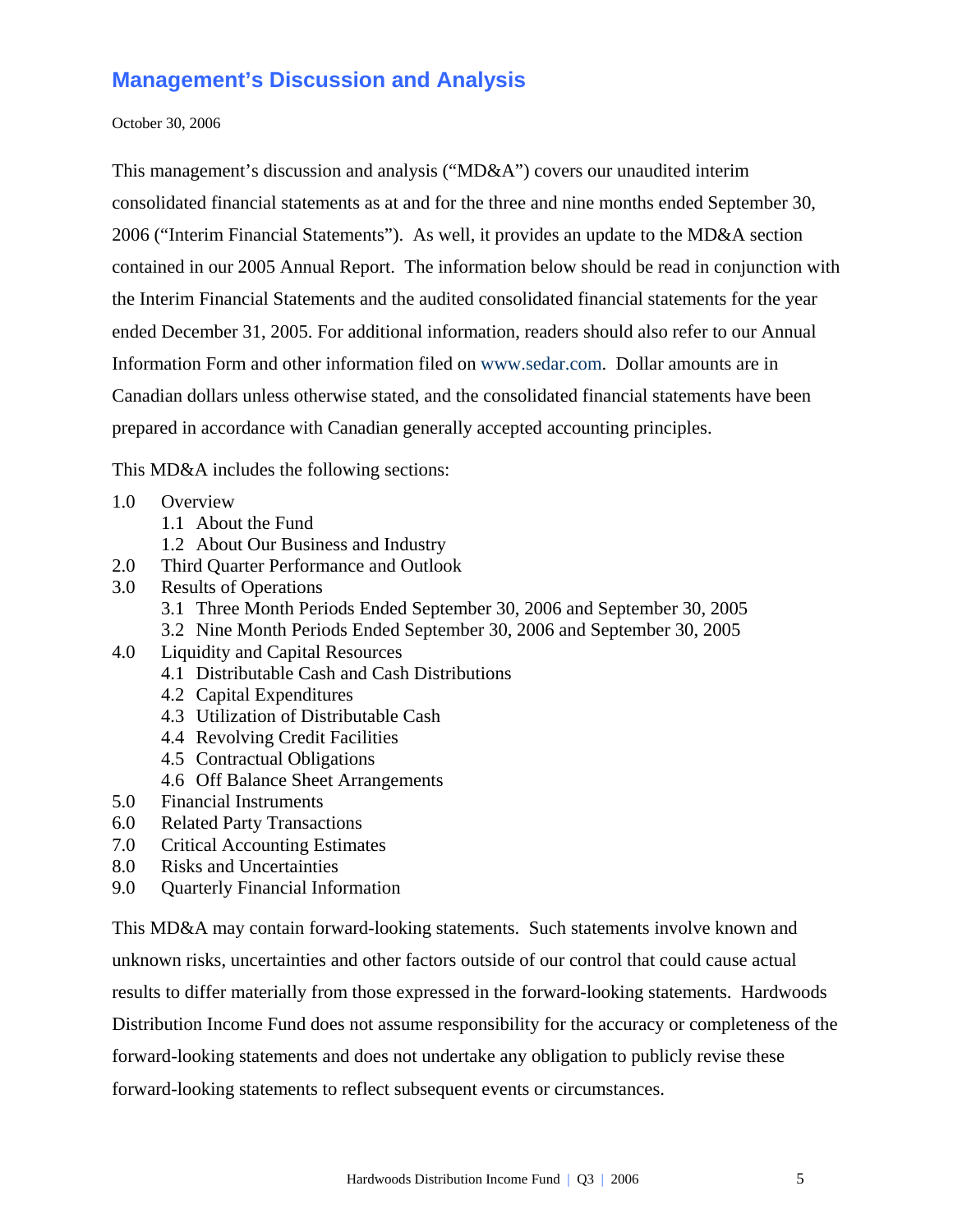# Management's Discussion and Analysis

October 30, 2006

This management's discussion and analysis ("MD&A") covers our unaudited interim consolidated financial statements as at and for the three and nine months ended September 30, 2006 ("Interim Financial Statements"). As well, it provides an update to the MD&A section contained in our 2005 Annual Report. The information below should be read in conjunction with the Interim Financial Statements and the audited consolidated financial statements for the year ended December 31, 2005. For additional information, readers should also refer to our Annual Information Form and other information filed on www.sedar.com. Dollar amounts are in Canadian dollars unless otherwise stated, and the consolidated financial statements have been prepared in accordance with Canadian generally accepted accounting principles.

This MD&A includes the following sections:

- 1.0 Overview
  - 1.1 About the Fund
  - 1.2 About Our Business and Industry
- 2.0 Third Quarter Performance and Outlook
- 3.0 Results of Operations
  - 3.1 Three Month Periods Ended September 30, 2006 and September 30, 2005
  - 3.2 Nine Month Periods Ended September 30, 2006 and September 30, 2005
- 4.0 Liquidity and Capital Resources
  - 4.1 Distributable Cash and Cash Distributions
  - 4.2 Capital Expenditures
  - 4.3 Utilization of Distributable Cash
  - 4.4 Revolving Credit Facilities
  - 4.5 Contractual Obligations
  - 4.6 Off Balance Sheet Arrangements
- 5.0 Financial Instruments
- 6.0 Related Party Transactions
- 7.0 Critical Accounting Estimates
- 8.0 Risks and Uncertainties
- 9.0 Quarterly Financial Information

This MD&A may contain forward-looking statements. Such statements involve known and unknown risks, uncertainties and other factors outside of our control that could cause actual results to differ materially from those expressed in the forward-looking statements. Hardwoods Distribution Income Fund does not assume responsibility for the accuracy or completeness of the forward-looking statements and does not undertake any obligation to publicly revise these forward-looking statements to reflect subsequent events or circumstances.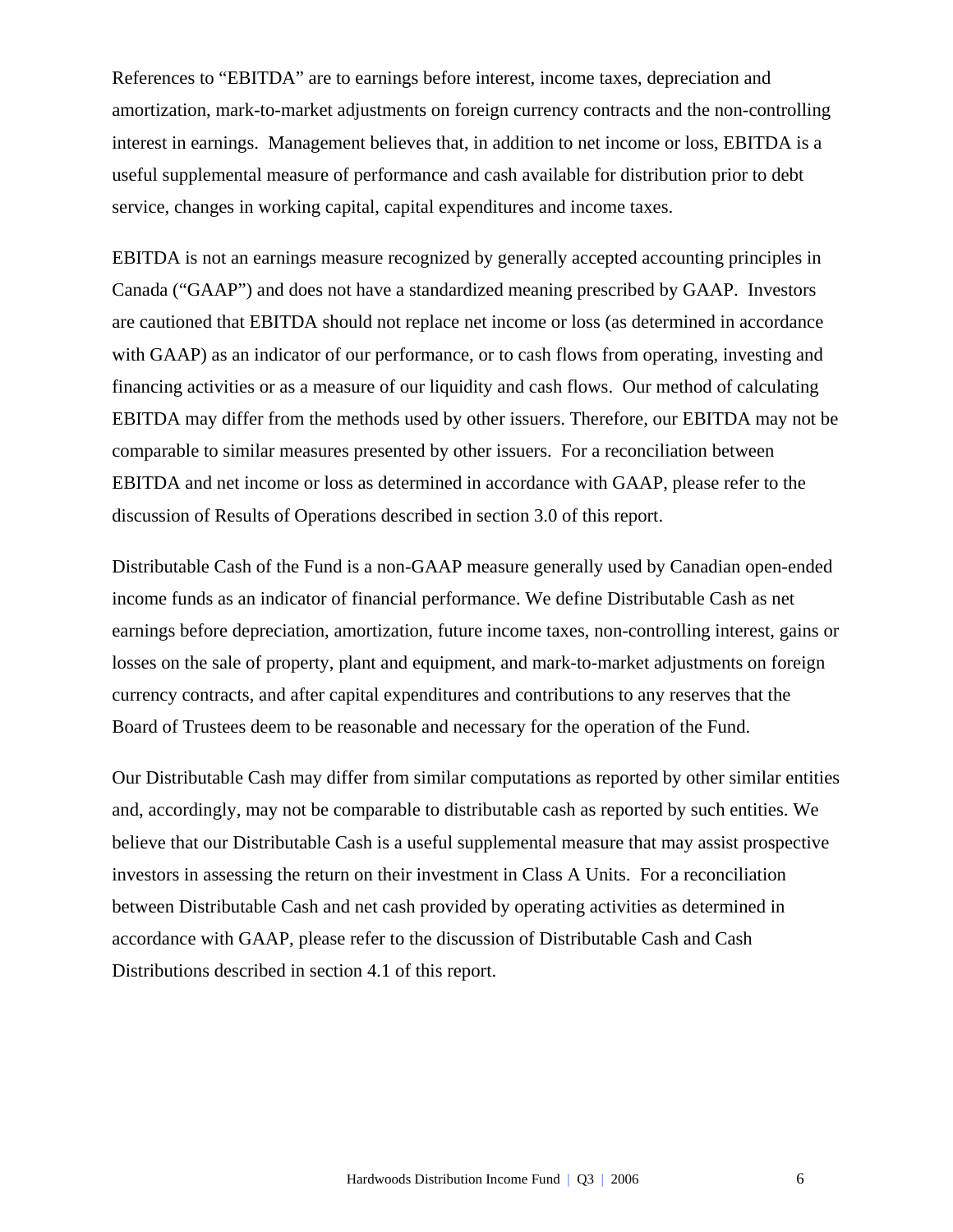References to "EBITDA" are to earnings before interest, income taxes, depreciation and amortization, mark-to-market adjustments on foreign currency contracts and the non-controlling interest in earnings. Management believes that, in addition to net income or loss, EBITDA is a useful supplemental measure of performance and cash available for distribution prior to debt service, changes in working capital, capital expenditures and income taxes.

EBITDA is not an earnings measure recognized by generally accepted accounting principles in Canada ("GAAP") and does not have a standardized meaning prescribed by GAAP. Investors are cautioned that EBITDA should not replace net income or loss (as determined in accordance with GAAP) as an indicator of our performance, or to cash flows from operating, investing and financing activities or as a measure of our liquidity and cash flows. Our method of calculating EBITDA may differ from the methods used by other issuers. Therefore, our EBITDA may not be comparable to similar measures presented by other issuers. For a reconciliation between EBITDA and net income or loss as determined in accordance with GAAP, please refer to the discussion of Results of Operations described in section 3.0 of this report.

Distributable Cash of the Fund is a non-GAAP measure generally used by Canadian open-ended income funds as an indicator of financial performance. We define Distributable Cash as net earnings before depreciation, amortization, future income taxes, non-controlling interest, gains or losses on the sale of property, plant and equipment, and mark-to-market adjustments on foreign currency contracts, and after capital expenditures and contributions to any reserves that the Board of Trustees deem to be reasonable and necessary for the operation of the Fund.

Our Distributable Cash may differ from similar computations as reported by other similar entities and, accordingly, may not be comparable to distributable cash as reported by such entities. We believe that our Distributable Cash is a useful supplemental measure that may assist prospective investors in assessing the return on their investment in Class A Units. For a reconciliation between Distributable Cash and net cash provided by operating activities as determined in accordance with GAAP, please refer to the discussion of Distributable Cash and Cash Distributions described in section 4.1 of this report.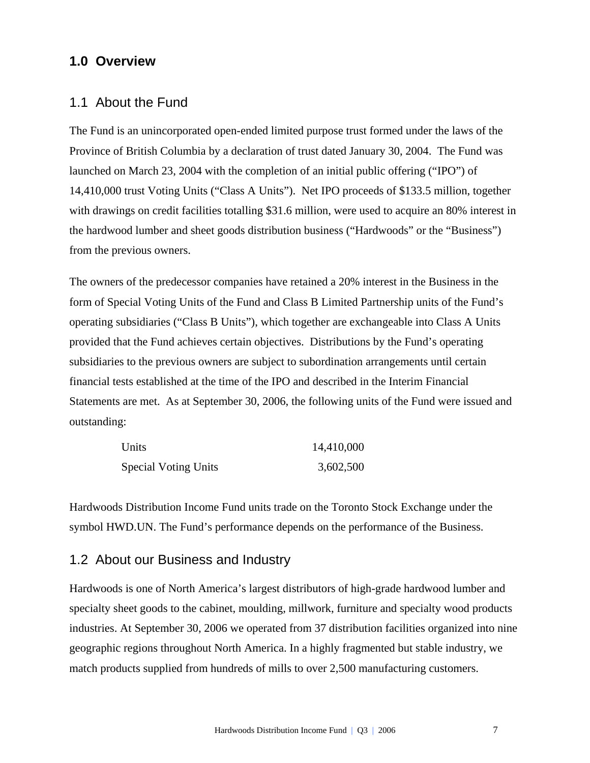# 1.0 Overview

## 1.1 About the Fund

The Fund is an unincorporated open-ended limited purpose trust formed under the laws of the Province of British Columbia by a declaration of trust dated January 30, 2004. The Fund was launched on March 23, 2004 with the completion of an initial public offering ("IPO") of 14,410,000 trust Voting Units ("Class A Units"). Net IPO proceeds of $133.5 million, together with drawings on credit facilities totalling $31.6 million, were used to acquire an 80% interest in the hardwood lumber and sheet goods distribution business ("Hardwoods" or the "Business") from the previous owners.

The owners of the predecessor companies have retained a 20% interest in the Business in the form of Special Voting Units of the Fund and Class B Limited Partnership units of the Fund's operating subsidiaries ("Class B Units"), which together are exchangeable into Class A Units provided that the Fund achieves certain objectives. Distributions by the Fund's operating subsidiaries to the previous owners are subject to subordination arrangements until certain financial tests established at the time of the IPO and described in the Interim Financial Statements are met. As at September 30, 2006, the following units of the Fund were issued and outstanding:

| | |
|---|---:|
| Units | 14,410,000 |
| Special Voting Units | 3,602,500 |

Hardwoods Distribution Income Fund units trade on the Toronto Stock Exchange under the symbol HWD.UN. The Fund's performance depends on the performance of the Business.

## 1.2 About our Business and Industry

Hardwoods is one of North America's largest distributors of high-grade hardwood lumber and specialty sheet goods to the cabinet, moulding, millwork, furniture and specialty wood products industries. At September 30, 2006 we operated from 37 distribution facilities organized into nine geographic regions throughout North America. In a highly fragmented but stable industry, we match products supplied from hundreds of mills to over 2,500 manufacturing customers.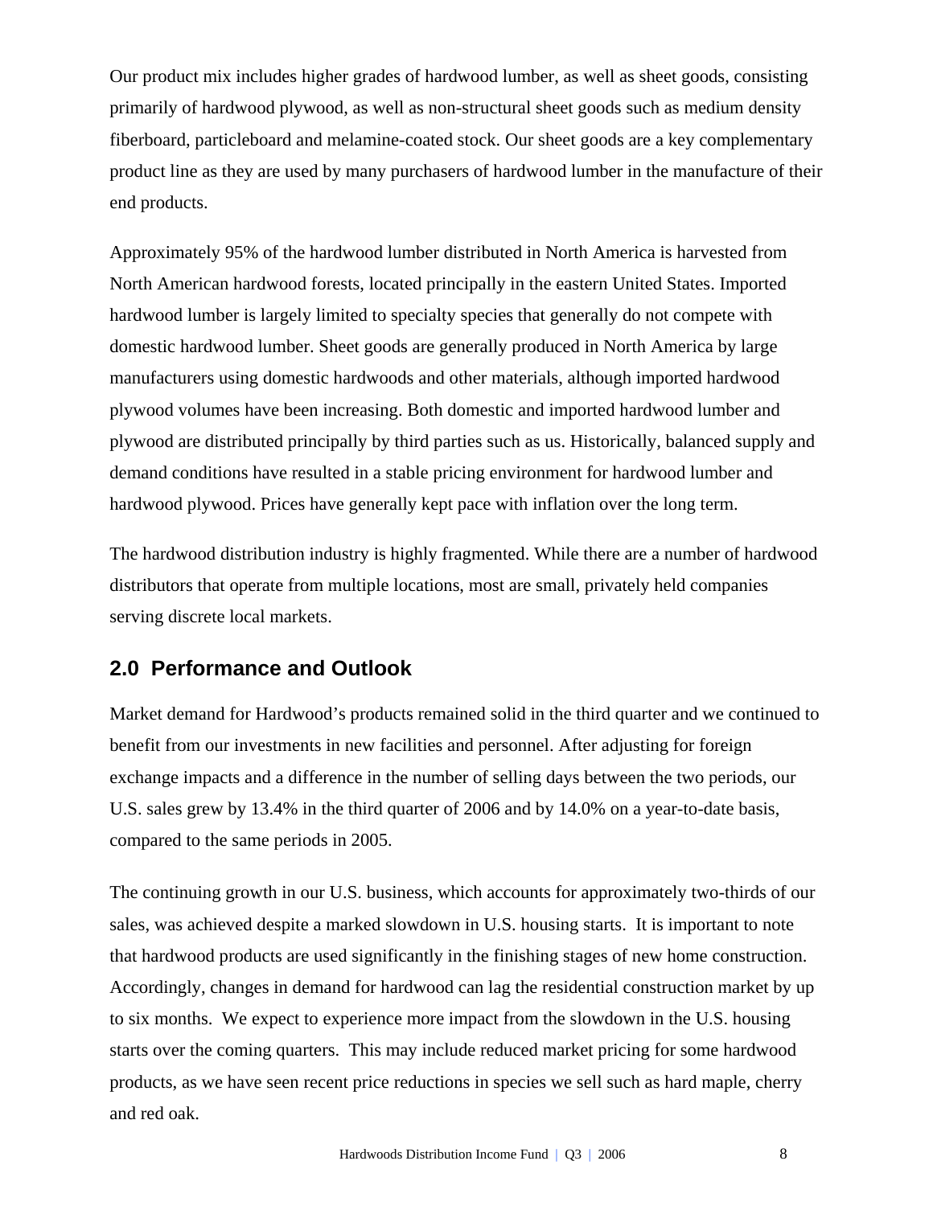Our product mix includes higher grades of hardwood lumber, as well as sheet goods, consisting primarily of hardwood plywood, as well as non-structural sheet goods such as medium density fiberboard, particleboard and melamine-coated stock. Our sheet goods are a key complementary product line as they are used by many purchasers of hardwood lumber in the manufacture of their end products.

Approximately 95% of the hardwood lumber distributed in North America is harvested from North American hardwood forests, located principally in the eastern United States. Imported hardwood lumber is largely limited to specialty species that generally do not compete with domestic hardwood lumber. Sheet goods are generally produced in North America by large manufacturers using domestic hardwoods and other materials, although imported hardwood plywood volumes have been increasing. Both domestic and imported hardwood lumber and plywood are distributed principally by third parties such as us. Historically, balanced supply and demand conditions have resulted in a stable pricing environment for hardwood lumber and hardwood plywood. Prices have generally kept pace with inflation over the long term.

The hardwood distribution industry is highly fragmented. While there are a number of hardwood distributors that operate from multiple locations, most are small, privately held companies serving discrete local markets.

## 2.0 Performance and Outlook

Market demand for Hardwood's products remained solid in the third quarter and we continued to benefit from our investments in new facilities and personnel. After adjusting for foreign exchange impacts and a difference in the number of selling days between the two periods, our U.S. sales grew by 13.4% in the third quarter of 2006 and by 14.0% on a year-to-date basis, compared to the same periods in 2005.

The continuing growth in our U.S. business, which accounts for approximately two-thirds of our sales, was achieved despite a marked slowdown in U.S. housing starts. It is important to note that hardwood products are used significantly in the finishing stages of new home construction. Accordingly, changes in demand for hardwood can lag the residential construction market by up to six months. We expect to experience more impact from the slowdown in the U.S. housing starts over the coming quarters. This may include reduced market pricing for some hardwood products, as we have seen recent price reductions in species we sell such as hard maple, cherry and red oak.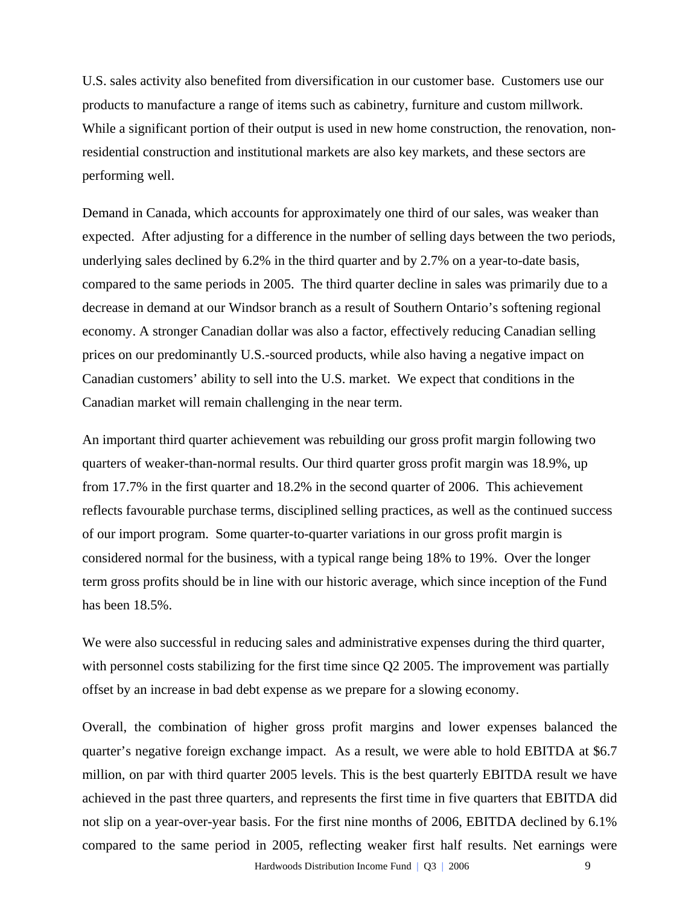U.S. sales activity also benefited from diversification in our customer base. Customers use our products to manufacture a range of items such as cabinetry, furniture and custom millwork. While a significant portion of their output is used in new home construction, the renovation, non-residential construction and institutional markets are also key markets, and these sectors are performing well.

Demand in Canada, which accounts for approximately one third of our sales, was weaker than expected. After adjusting for a difference in the number of selling days between the two periods, underlying sales declined by 6.2% in the third quarter and by 2.7% on a year-to-date basis, compared to the same periods in 2005. The third quarter decline in sales was primarily due to a decrease in demand at our Windsor branch as a result of Southern Ontario's softening regional economy. A stronger Canadian dollar was also a factor, effectively reducing Canadian selling prices on our predominantly U.S.-sourced products, while also having a negative impact on Canadian customers' ability to sell into the U.S. market. We expect that conditions in the Canadian market will remain challenging in the near term.

An important third quarter achievement was rebuilding our gross profit margin following two quarters of weaker-than-normal results. Our third quarter gross profit margin was 18.9%, up from 17.7% in the first quarter and 18.2% in the second quarter of 2006. This achievement reflects favourable purchase terms, disciplined selling practices, as well as the continued success of our import program. Some quarter-to-quarter variations in our gross profit margin is considered normal for the business, with a typical range being 18% to 19%. Over the longer term gross profits should be in line with our historic average, which since inception of the Fund has been 18.5%.

We were also successful in reducing sales and administrative expenses during the third quarter, with personnel costs stabilizing for the first time since Q2 2005. The improvement was partially offset by an increase in bad debt expense as we prepare for a slowing economy.

Overall, the combination of higher gross profit margins and lower expenses balanced the quarter's negative foreign exchange impact. As a result, we were able to hold EBITDA at $6.7 million, on par with third quarter 2005 levels. This is the best quarterly EBITDA result we have achieved in the past three quarters, and represents the first time in five quarters that EBITDA did not slip on a year-over-year basis. For the first nine months of 2006, EBITDA declined by 6.1% compared to the same period in 2005, reflecting weaker first half results. Net earnings were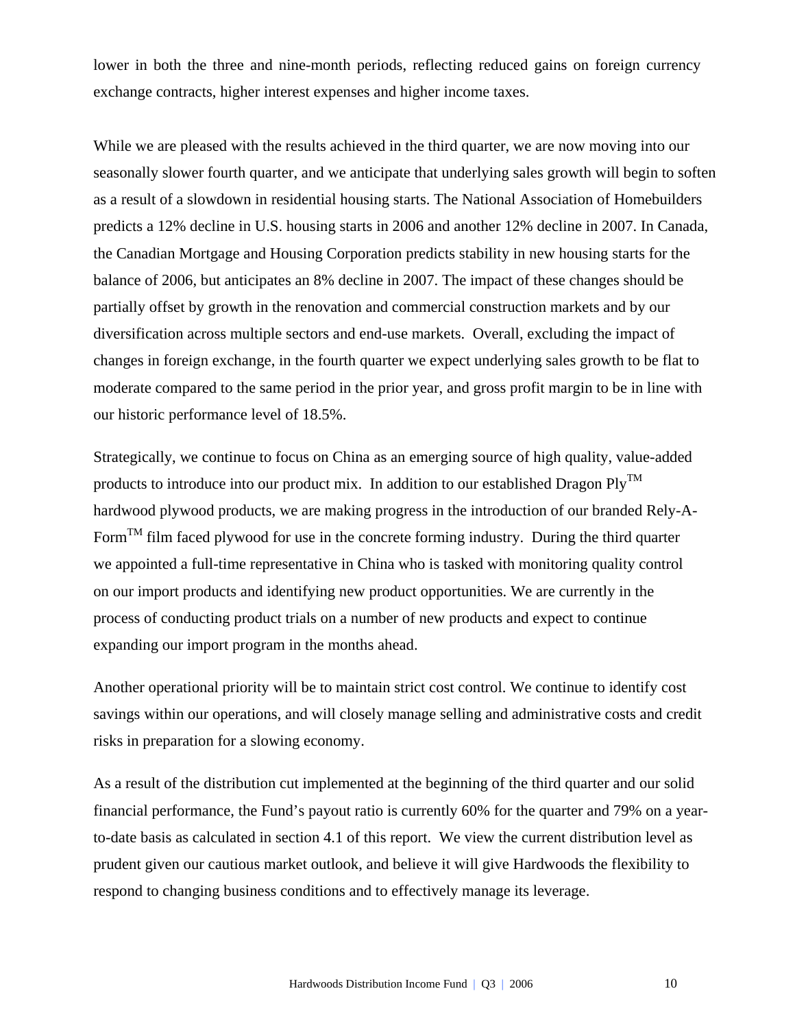lower in both the three and nine-month periods, reflecting reduced gains on foreign currency exchange contracts, higher interest expenses and higher income taxes.

While we are pleased with the results achieved in the third quarter, we are now moving into our seasonally slower fourth quarter, and we anticipate that underlying sales growth will begin to soften as a result of a slowdown in residential housing starts. The National Association of Homebuilders predicts a 12% decline in U.S. housing starts in 2006 and another 12% decline in 2007. In Canada, the Canadian Mortgage and Housing Corporation predicts stability in new housing starts for the balance of 2006, but anticipates an 8% decline in 2007. The impact of these changes should be partially offset by growth in the renovation and commercial construction markets and by our diversification across multiple sectors and end-use markets. Overall, excluding the impact of changes in foreign exchange, in the fourth quarter we expect underlying sales growth to be flat to moderate compared to the same period in the prior year, and gross profit margin to be in line with our historic performance level of 18.5%.

Strategically, we continue to focus on China as an emerging source of high quality, value-added products to introduce into our product mix. In addition to our established Dragon Ply™ hardwood plywood products, we are making progress in the introduction of our branded Rely-A-Form™ film faced plywood for use in the concrete forming industry. During the third quarter we appointed a full-time representative in China who is tasked with monitoring quality control on our import products and identifying new product opportunities. We are currently in the process of conducting product trials on a number of new products and expect to continue expanding our import program in the months ahead.

Another operational priority will be to maintain strict cost control. We continue to identify cost savings within our operations, and will closely manage selling and administrative costs and credit risks in preparation for a slowing economy.

As a result of the distribution cut implemented at the beginning of the third quarter and our solid financial performance, the Fund's payout ratio is currently 60% for the quarter and 79% on a year-to-date basis as calculated in section 4.1 of this report. We view the current distribution level as prudent given our cautious market outlook, and believe it will give Hardwoods the flexibility to respond to changing business conditions and to effectively manage its leverage.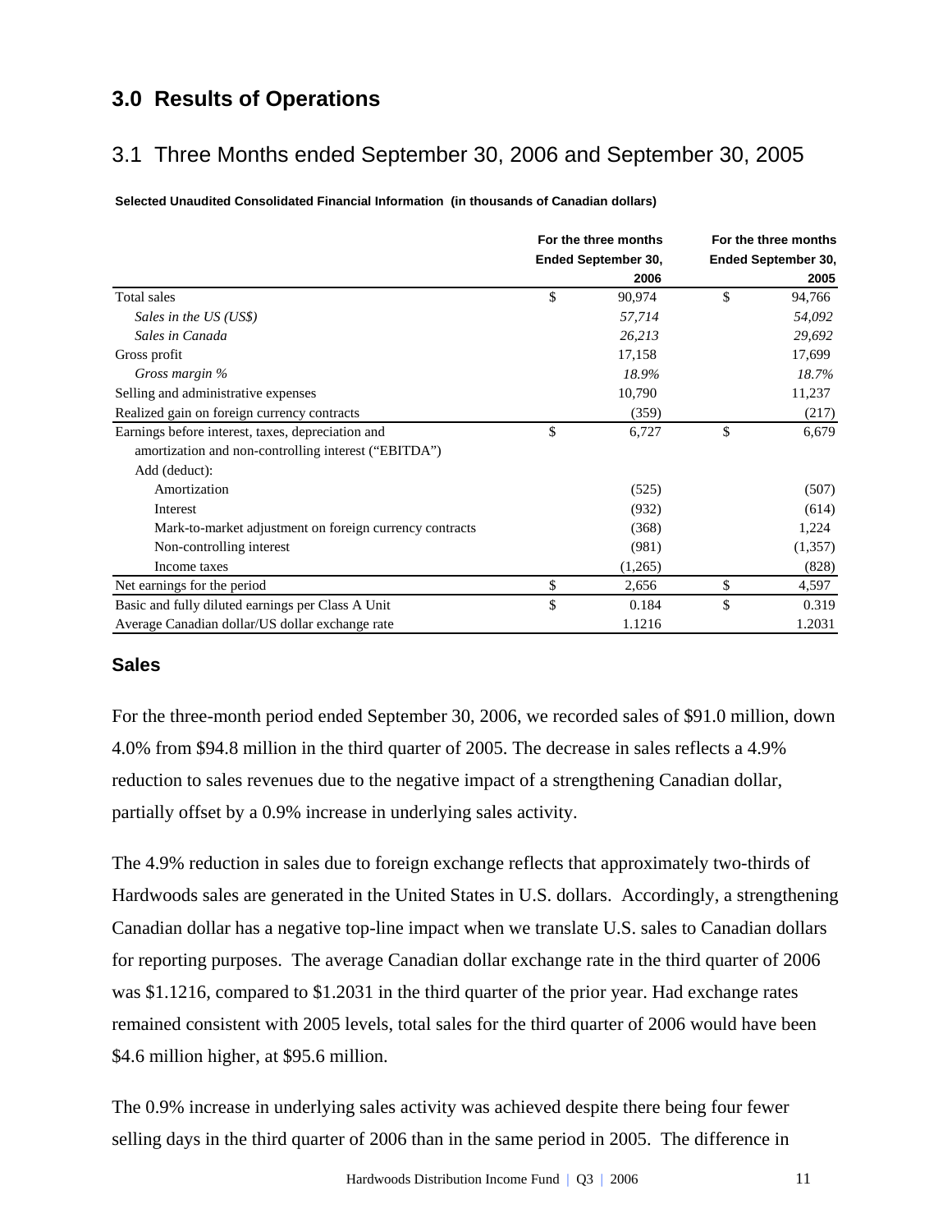## 3.0 Results of Operations

### 3.1 Three Months ended September 30, 2006 and September 30, 2005

**Selected Unaudited Consolidated Financial Information (in thousands of Canadian dollars)**

| | For the three months Ended September 30, 2006 | For the three months Ended September 30, 2005 |
|---|---|---|
| Total sales | $ 90,974 | $ 94,766 |
| *Sales in the US (US$)* | *57,714* | *54,092* |
| *Sales in Canada* | *26,213* | *29,692* |
| Gross profit | 17,158 | 17,699 |
| *Gross margin %* | *18.9%* | *18.7%* |
| Selling and administrative expenses | 10,790 | 11,237 |
| Realized gain on foreign currency contracts | (359) | (217) |
| Earnings before interest, taxes, depreciation and amortization and non-controlling interest ("EBITDA") | $ 6,727 | $ 6,679 |
| Add (deduct): | | |
| Amortization | (525) | (507) |
| Interest | (932) | (614) |
| Mark-to-market adjustment on foreign currency contracts | (368) | 1,224 |
| Non-controlling interest | (981) | (1,357) |
| Income taxes | (1,265) | (828) |
| Net earnings for the period | $ 2,656 | $ 4,597 |
| Basic and fully diluted earnings per Class A Unit | $ 0.184 | $ 0.319 |
| Average Canadian dollar/US dollar exchange rate | 1.1216 | 1.2031 |

### Sales

For the three-month period ended September 30, 2006, we recorded sales of $91.0 million, down 4.0% from $94.8 million in the third quarter of 2005. The decrease in sales reflects a 4.9% reduction to sales revenues due to the negative impact of a strengthening Canadian dollar, partially offset by a 0.9% increase in underlying sales activity.

The 4.9% reduction in sales due to foreign exchange reflects that approximately two-thirds of Hardwoods sales are generated in the United States in U.S. dollars. Accordingly, a strengthening Canadian dollar has a negative top-line impact when we translate U.S. sales to Canadian dollars for reporting purposes. The average Canadian dollar exchange rate in the third quarter of 2006 was $1.1216, compared to $1.2031 in the third quarter of the prior year. Had exchange rates remained consistent with 2005 levels, total sales for the third quarter of 2006 would have been $4.6 million higher, at $95.6 million.

The 0.9% increase in underlying sales activity was achieved despite there being four fewer selling days in the third quarter of 2006 than in the same period in 2005. The difference in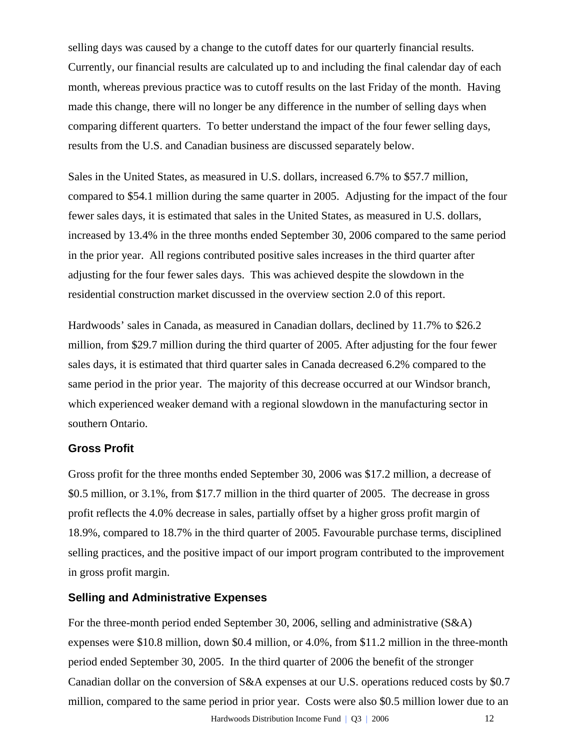selling days was caused by a change to the cutoff dates for our quarterly financial results. Currently, our financial results are calculated up to and including the final calendar day of each month, whereas previous practice was to cutoff results on the last Friday of the month. Having made this change, there will no longer be any difference in the number of selling days when comparing different quarters. To better understand the impact of the four fewer selling days, results from the U.S. and Canadian business are discussed separately below.

Sales in the United States, as measured in U.S. dollars, increased 6.7% to $57.7 million, compared to $54.1 million during the same quarter in 2005. Adjusting for the impact of the four fewer sales days, it is estimated that sales in the United States, as measured in U.S. dollars, increased by 13.4% in the three months ended September 30, 2006 compared to the same period in the prior year. All regions contributed positive sales increases in the third quarter after adjusting for the four fewer sales days. This was achieved despite the slowdown in the residential construction market discussed in the overview section 2.0 of this report.

Hardwoods' sales in Canada, as measured in Canadian dollars, declined by 11.7% to $26.2 million, from $29.7 million during the third quarter of 2005. After adjusting for the four fewer sales days, it is estimated that third quarter sales in Canada decreased 6.2% compared to the same period in the prior year. The majority of this decrease occurred at our Windsor branch, which experienced weaker demand with a regional slowdown in the manufacturing sector in southern Ontario.

### Gross Profit

Gross profit for the three months ended September 30, 2006 was $17.2 million, a decrease of $0.5 million, or 3.1%, from $17.7 million in the third quarter of 2005. The decrease in gross profit reflects the 4.0% decrease in sales, partially offset by a higher gross profit margin of 18.9%, compared to 18.7% in the third quarter of 2005. Favourable purchase terms, disciplined selling practices, and the positive impact of our import program contributed to the improvement in gross profit margin.

### Selling and Administrative Expenses

For the three-month period ended September 30, 2006, selling and administrative (S&A) expenses were $10.8 million, down $0.4 million, or 4.0%, from $11.2 million in the three-month period ended September 30, 2005. In the third quarter of 2006 the benefit of the stronger Canadian dollar on the conversion of S&A expenses at our U.S. operations reduced costs by $0.7 million, compared to the same period in prior year. Costs were also $0.5 million lower due to an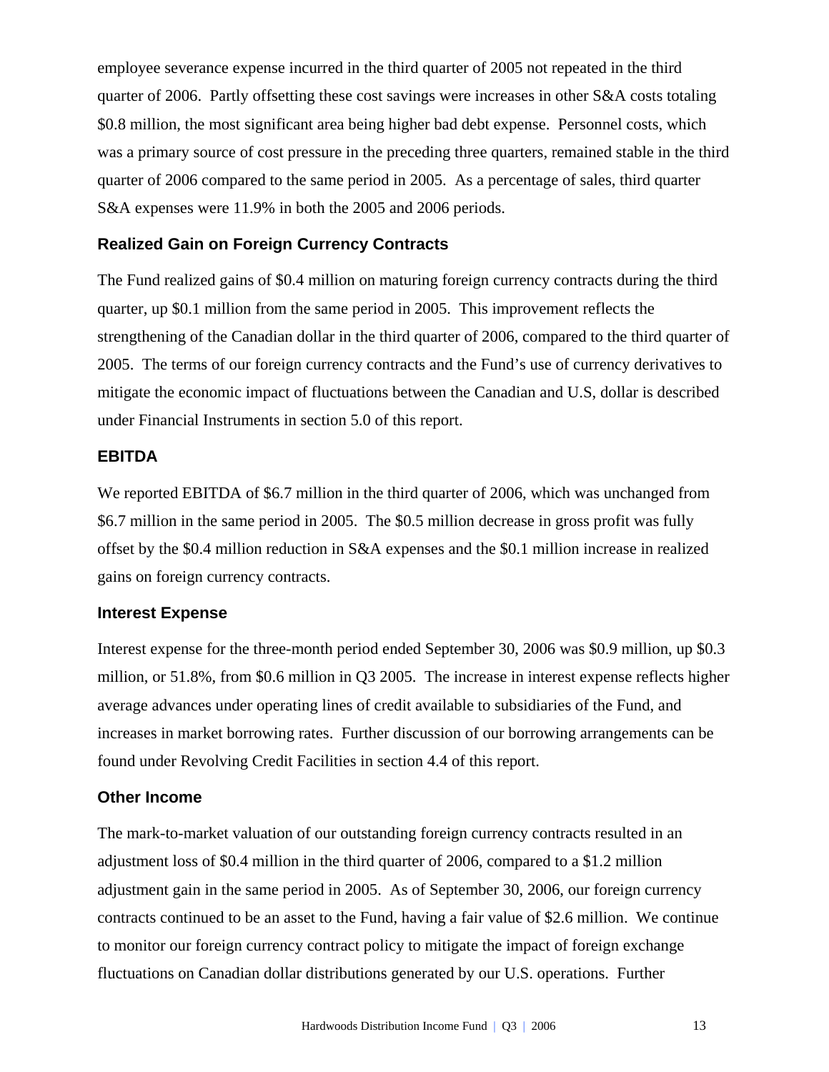employee severance expense incurred in the third quarter of 2005 not repeated in the third quarter of 2006. Partly offsetting these cost savings were increases in other S&A costs totaling $0.8 million, the most significant area being higher bad debt expense. Personnel costs, which was a primary source of cost pressure in the preceding three quarters, remained stable in the third quarter of 2006 compared to the same period in 2005. As a percentage of sales, third quarter S&A expenses were 11.9% in both the 2005 and 2006 periods.

### Realized Gain on Foreign Currency Contracts

The Fund realized gains of $0.4 million on maturing foreign currency contracts during the third quarter, up $0.1 million from the same period in 2005. This improvement reflects the strengthening of the Canadian dollar in the third quarter of 2006, compared to the third quarter of 2005. The terms of our foreign currency contracts and the Fund's use of currency derivatives to mitigate the economic impact of fluctuations between the Canadian and U.S, dollar is described under Financial Instruments in section 5.0 of this report.

### EBITDA

We reported EBITDA of $6.7 million in the third quarter of 2006, which was unchanged from $6.7 million in the same period in 2005. The $0.5 million decrease in gross profit was fully offset by the $0.4 million reduction in S&A expenses and the $0.1 million increase in realized gains on foreign currency contracts.

### Interest Expense

Interest expense for the three-month period ended September 30, 2006 was $0.9 million, up $0.3 million, or 51.8%, from $0.6 million in Q3 2005. The increase in interest expense reflects higher average advances under operating lines of credit available to subsidiaries of the Fund, and increases in market borrowing rates. Further discussion of our borrowing arrangements can be found under Revolving Credit Facilities in section 4.4 of this report.

### Other Income

The mark-to-market valuation of our outstanding foreign currency contracts resulted in an adjustment loss of $0.4 million in the third quarter of 2006, compared to a $1.2 million adjustment gain in the same period in 2005. As of September 30, 2006, our foreign currency contracts continued to be an asset to the Fund, having a fair value of $2.6 million. We continue to monitor our foreign currency contract policy to mitigate the impact of foreign exchange fluctuations on Canadian dollar distributions generated by our U.S. operations. Further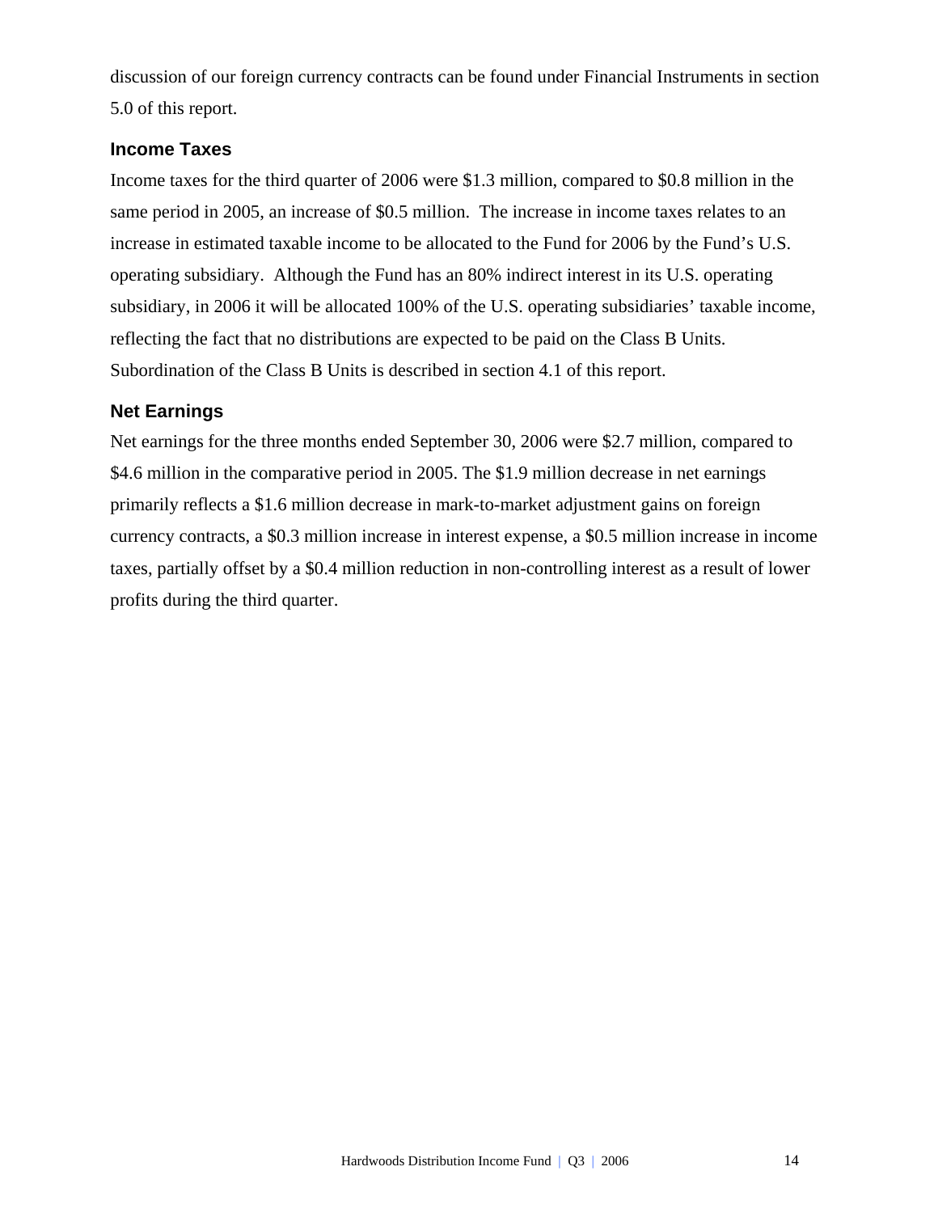discussion of our foreign currency contracts can be found under Financial Instruments in section 5.0 of this report.

### Income Taxes

Income taxes for the third quarter of 2006 were $1.3 million, compared to $0.8 million in the same period in 2005, an increase of $0.5 million. The increase in income taxes relates to an increase in estimated taxable income to be allocated to the Fund for 2006 by the Fund's U.S. operating subsidiary. Although the Fund has an 80% indirect interest in its U.S. operating subsidiary, in 2006 it will be allocated 100% of the U.S. operating subsidiaries' taxable income, reflecting the fact that no distributions are expected to be paid on the Class B Units. Subordination of the Class B Units is described in section 4.1 of this report.

### Net Earnings

Net earnings for the three months ended September 30, 2006 were $2.7 million, compared to $4.6 million in the comparative period in 2005. The $1.9 million decrease in net earnings primarily reflects a $1.6 million decrease in mark-to-market adjustment gains on foreign currency contracts, a $0.3 million increase in interest expense, a $0.5 million increase in income taxes, partially offset by a $0.4 million reduction in non-controlling interest as a result of lower profits during the third quarter.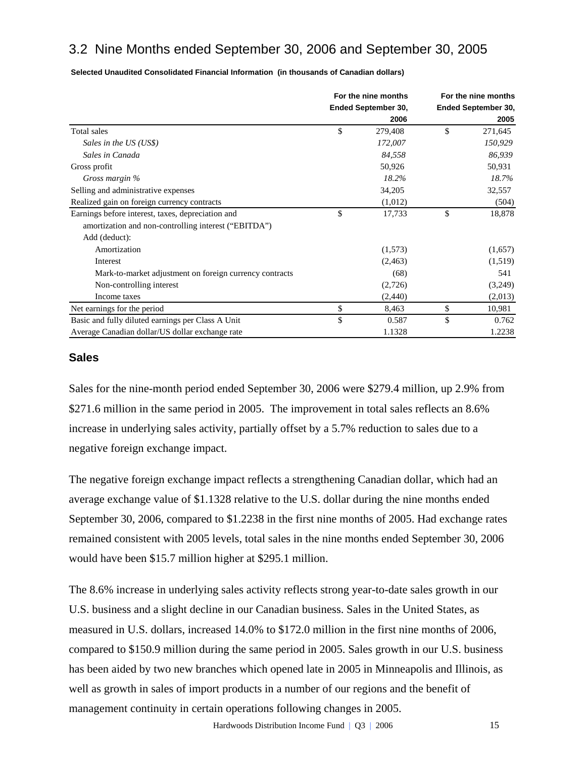## 3.2 Nine Months ended September 30, 2006 and September 30, 2005

**Selected Unaudited Consolidated Financial Information (in thousands of Canadian dollars)**

| | For the nine months Ended September 30, 2006 | For the nine months Ended September 30, 2005 |
|---|---|---|
| Total sales | $ 279,408 | $ 271,645 |
| *Sales in the US (US$)* | *172,007* | *150,929* |
| *Sales in Canada* | *84,558* | *86,939* |
| Gross profit | 50,926 | 50,931 |
| *Gross margin %* | *18.2%* | *18.7%* |
| Selling and administrative expenses | 34,205 | 32,557 |
| Realized gain on foreign currency contracts | (1,012) | (504) |
| Earnings before interest, taxes, depreciation and amortization and non-controlling interest ("EBITDA") | $ 17,733 | $ 18,878 |
| Add (deduct): | | |
| Amortization | (1,573) | (1,657) |
| Interest | (2,463) | (1,519) |
| Mark-to-market adjustment on foreign currency contracts | (68) | 541 |
| Non-controlling interest | (2,726) | (3,249) |
| Income taxes | (2,440) | (2,013) |
| Net earnings for the period | $ 8,463 | $ 10,981 |
| Basic and fully diluted earnings per Class A Unit | $ 0.587 | $ 0.762 |
| Average Canadian dollar/US dollar exchange rate | 1.1328 | 1.2238 |

### Sales

Sales for the nine-month period ended September 30, 2006 were $279.4 million, up 2.9% from $271.6 million in the same period in 2005. The improvement in total sales reflects an 8.6% increase in underlying sales activity, partially offset by a 5.7% reduction to sales due to a negative foreign exchange impact.

The negative foreign exchange impact reflects a strengthening Canadian dollar, which had an average exchange value of $1.1328 relative to the U.S. dollar during the nine months ended September 30, 2006, compared to $1.2238 in the first nine months of 2005. Had exchange rates remained consistent with 2005 levels, total sales in the nine months ended September 30, 2006 would have been $15.7 million higher at $295.1 million.

The 8.6% increase in underlying sales activity reflects strong year-to-date sales growth in our U.S. business and a slight decline in our Canadian business. Sales in the United States, as measured in U.S. dollars, increased 14.0% to $172.0 million in the first nine months of 2006, compared to $150.9 million during the same period in 2005. Sales growth in our U.S. business has been aided by two new branches which opened late in 2005 in Minneapolis and Illinois, as well as growth in sales of import products in a number of our regions and the benefit of management continuity in certain operations following changes in 2005.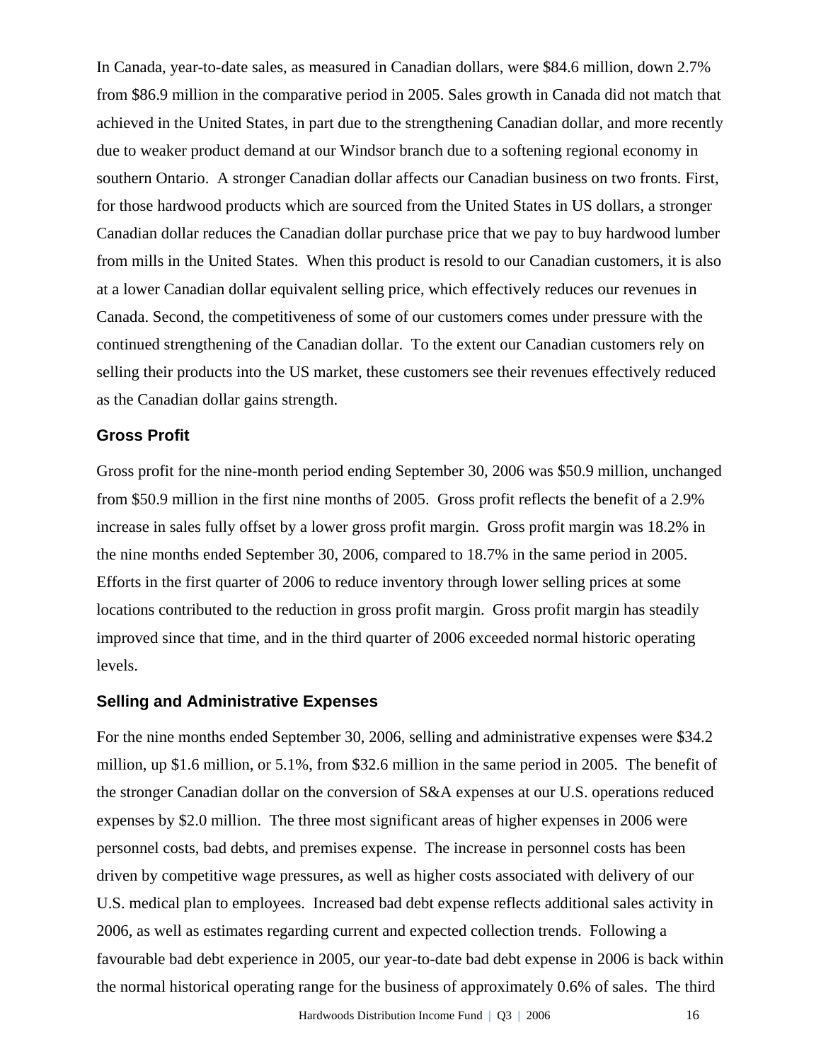In Canada, year-to-date sales, as measured in Canadian dollars, were $84.6 million, down 2.7% from $86.9 million in the comparative period in 2005. Sales growth in Canada did not match that achieved in the United States, in part due to the strengthening Canadian dollar, and more recently due to weaker product demand at our Windsor branch due to a softening regional economy in southern Ontario. A stronger Canadian dollar affects our Canadian business on two fronts. First, for those hardwood products which are sourced from the United States in US dollars, a stronger Canadian dollar reduces the Canadian dollar purchase price that we pay to buy hardwood lumber from mills in the United States. When this product is resold to our Canadian customers, it is also at a lower Canadian dollar equivalent selling price, which effectively reduces our revenues in Canada. Second, the competitiveness of some of our customers comes under pressure with the continued strengthening of the Canadian dollar. To the extent our Canadian customers rely on selling their products into the US market, these customers see their revenues effectively reduced as the Canadian dollar gains strength.

### Gross Profit

Gross profit for the nine-month period ending September 30, 2006 was $50.9 million, unchanged from $50.9 million in the first nine months of 2005. Gross profit reflects the benefit of a 2.9% increase in sales fully offset by a lower gross profit margin. Gross profit margin was 18.2% in the nine months ended September 30, 2006, compared to 18.7% in the same period in 2005. Efforts in the first quarter of 2006 to reduce inventory through lower selling prices at some locations contributed to the reduction in gross profit margin. Gross profit margin has steadily improved since that time, and in the third quarter of 2006 exceeded normal historic operating levels.

### Selling and Administrative Expenses

For the nine months ended September 30, 2006, selling and administrative expenses were $34.2 million, up $1.6 million, or 5.1%, from $32.6 million in the same period in 2005. The benefit of the stronger Canadian dollar on the conversion of S&A expenses at our U.S. operations reduced expenses by $2.0 million. The three most significant areas of higher expenses in 2006 were personnel costs, bad debts, and premises expense. The increase in personnel costs has been driven by competitive wage pressures, as well as higher costs associated with delivery of our U.S. medical plan to employees. Increased bad debt expense reflects additional sales activity in 2006, as well as estimates regarding current and expected collection trends. Following a favourable bad debt experience in 2005, our year-to-date bad debt expense in 2006 is back within the normal historical operating range for the business of approximately 0.6% of sales. The third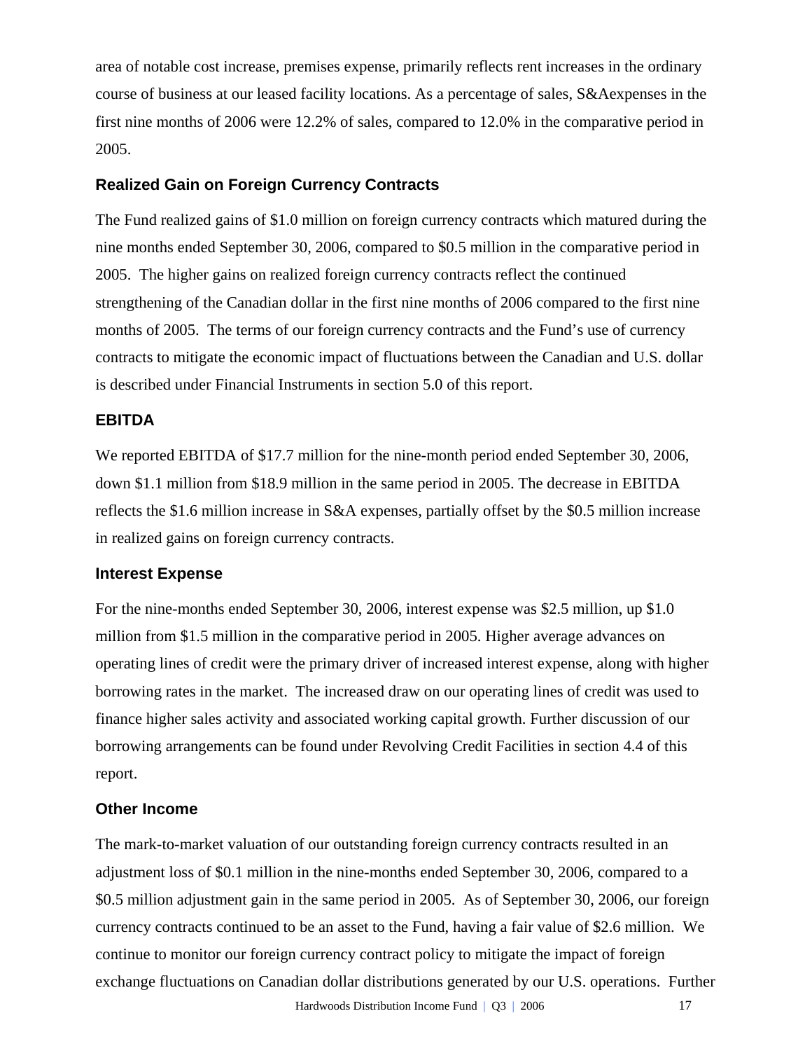area of notable cost increase, premises expense, primarily reflects rent increases in the ordinary course of business at our leased facility locations. As a percentage of sales, S&Aexpenses in the first nine months of 2006 were 12.2% of sales, compared to 12.0% in the comparative period in 2005.

### Realized Gain on Foreign Currency Contracts

The Fund realized gains of $1.0 million on foreign currency contracts which matured during the nine months ended September 30, 2006, compared to $0.5 million in the comparative period in 2005. The higher gains on realized foreign currency contracts reflect the continued strengthening of the Canadian dollar in the first nine months of 2006 compared to the first nine months of 2005. The terms of our foreign currency contracts and the Fund's use of currency contracts to mitigate the economic impact of fluctuations between the Canadian and U.S. dollar is described under Financial Instruments in section 5.0 of this report.

### EBITDA

We reported EBITDA of $17.7 million for the nine-month period ended September 30, 2006, down $1.1 million from $18.9 million in the same period in 2005. The decrease in EBITDA reflects the $1.6 million increase in S&A expenses, partially offset by the $0.5 million increase in realized gains on foreign currency contracts.

### Interest Expense

For the nine-months ended September 30, 2006, interest expense was $2.5 million, up $1.0 million from $1.5 million in the comparative period in 2005. Higher average advances on operating lines of credit were the primary driver of increased interest expense, along with higher borrowing rates in the market. The increased draw on our operating lines of credit was used to finance higher sales activity and associated working capital growth. Further discussion of our borrowing arrangements can be found under Revolving Credit Facilities in section 4.4 of this report.

### Other Income

The mark-to-market valuation of our outstanding foreign currency contracts resulted in an adjustment loss of $0.1 million in the nine-months ended September 30, 2006, compared to a $0.5 million adjustment gain in the same period in 2005. As of September 30, 2006, our foreign currency contracts continued to be an asset to the Fund, having a fair value of $2.6 million. We continue to monitor our foreign currency contract policy to mitigate the impact of foreign exchange fluctuations on Canadian dollar distributions generated by our U.S. operations. Further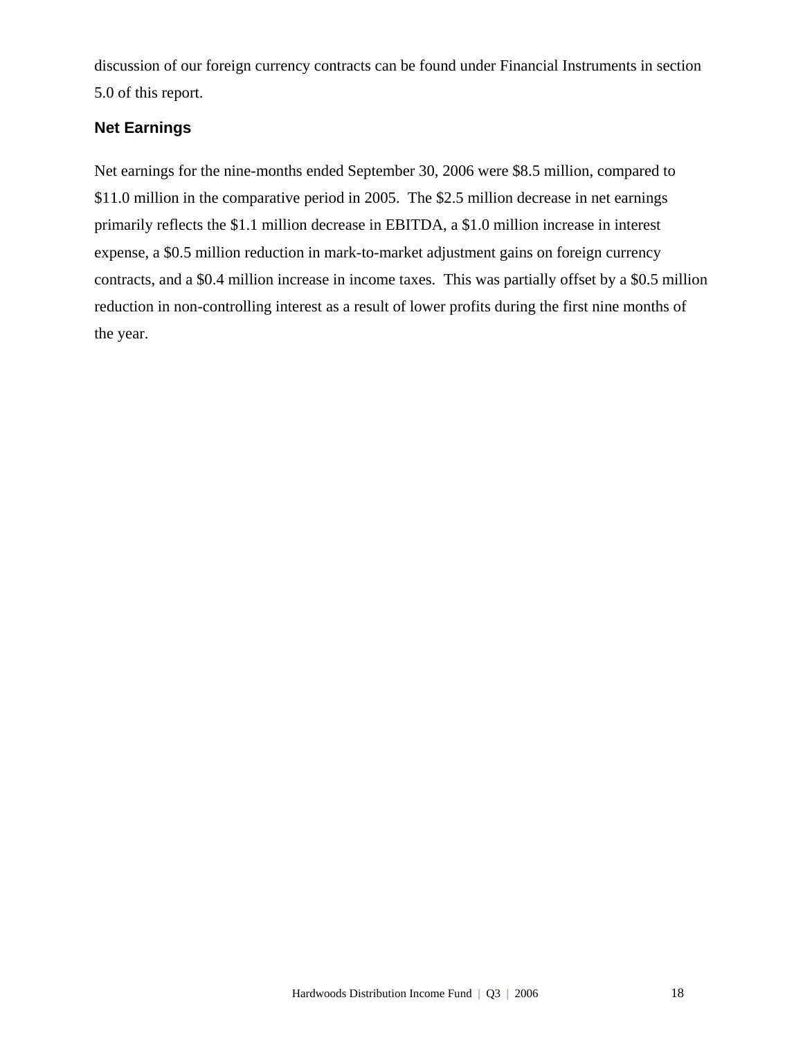discussion of our foreign currency contracts can be found under Financial Instruments in section 5.0 of this report.

### Net Earnings

Net earnings for the nine-months ended September 30, 2006 were $8.5 million, compared to $11.0 million in the comparative period in 2005. The $2.5 million decrease in net earnings primarily reflects the $1.1 million decrease in EBITDA, a $1.0 million increase in interest expense, a $0.5 million reduction in mark-to-market adjustment gains on foreign currency contracts, and a $0.4 million increase in income taxes. This was partially offset by a $0.5 million reduction in non-controlling interest as a result of lower profits during the first nine months of the year.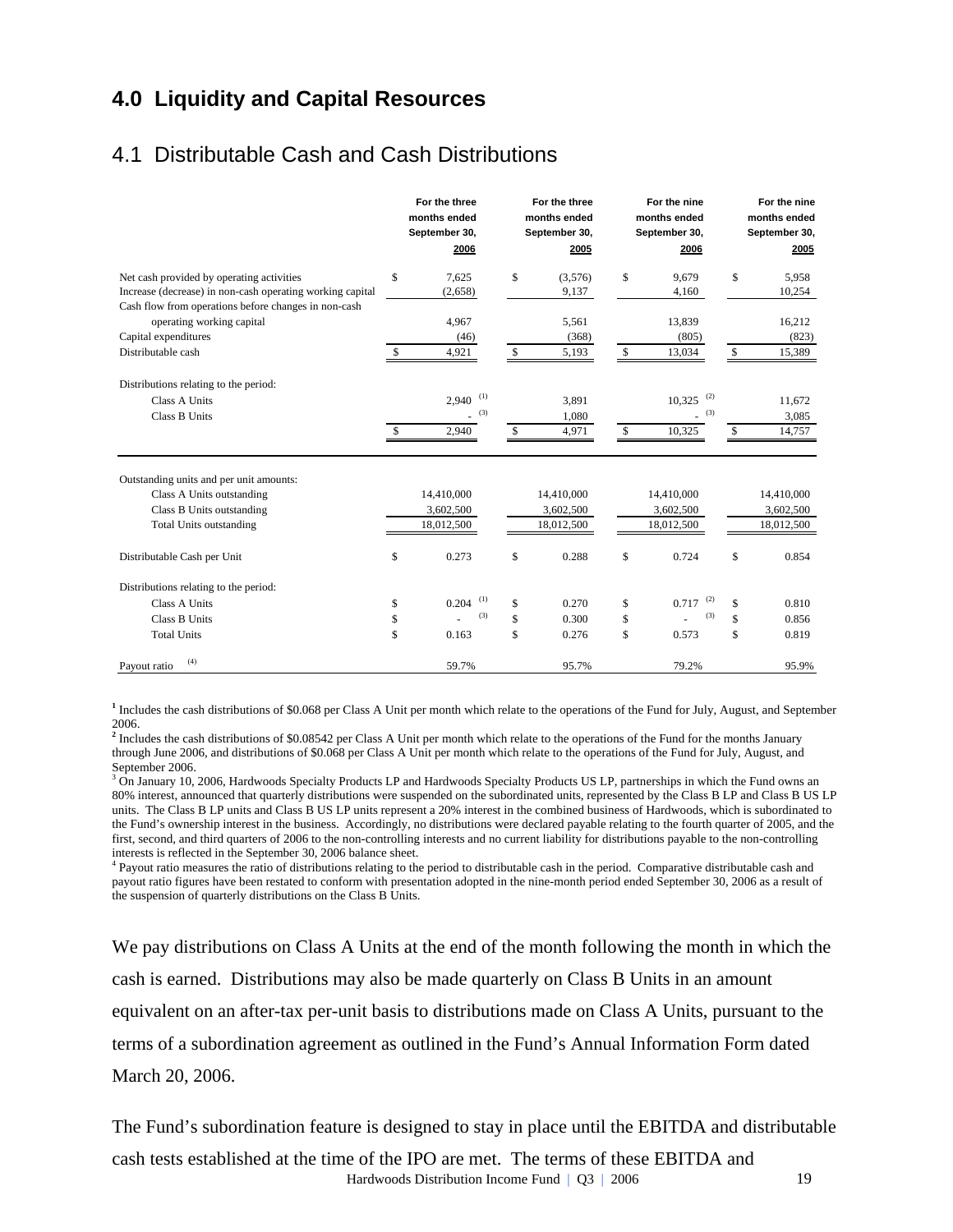# 4.0 Liquidity and Capital Resources

## 4.1 Distributable Cash and Cash Distributions

| | For the three months ended September 30, 2006 | For the three months ended September 30, 2005 | For the nine months ended September 30, 2006 | For the nine months ended September 30, 2005 |
|---|---|---|---|---|
| Net cash provided by operating activities | $ 7,625 | $ (3,576) | $ 9,679 | $ 5,958 |
| Increase (decrease) in non-cash operating working capital | (2,658) | 9,137 | 4,160 | 10,254 |
| Cash flow from operations before changes in non-cash operating working capital | 4,967 | 5,561 | 13,839 | 16,212 |
| Capital expenditures | (46) | (368) | (805) | (823) |
| Distributable cash | $ 4,921 | $ 5,193 | $ 13,034 | $ 15,389 |
| Distributions relating to the period: | | | | |
| Class A Units | 2,940 (1) | 3,891 | 10,325 (2) | 11,672 |
| Class B Units | - (3) | 1,080 | - (3) | 3,085 |
| | $ 2,940 | $ 4,971 | $ 10,325 | $ 14,757 |
| Outstanding units and per unit amounts: | | | | |
| Class A Units outstanding | 14,410,000 | 14,410,000 | 14,410,000 | 14,410,000 |
| Class B Units outstanding | 3,602,500 | 3,602,500 | 3,602,500 | 3,602,500 |
| Total Units outstanding | 18,012,500 | 18,012,500 | 18,012,500 | 18,012,500 |
| Distributable Cash per Unit | $ 0.273 | $ 0.288 | $ 0.724 | $ 0.854 |
| Distributions relating to the period: | | | | |
| Class A Units | $ 0.204 (1) | $ 0.270 | $ 0.717 (2) | $ 0.810 |
| Class B Units | $ - (3) | $ 0.300 | $ - (3) | $ 0.856 |
| Total Units | $ 0.163 | $ 0.276 | $ 0.573 | $ 0.819 |
| Payout ratio (4) | 59.7% | 95.7% | 79.2% | 95.9% |

[1] Includes the cash distributions of $0.068 per Class A Unit per month which relate to the operations of the Fund for July, August, and September 2006.

[2] Includes the cash distributions of $0.08542 per Class A Unit per month which relate to the operations of the Fund for the months January through June 2006, and distributions of $0.068 per Class A Unit per month which relate to the operations of the Fund for July, August, and September 2006.

[3] On January 10, 2006, Hardwoods Specialty Products LP and Hardwoods Specialty Products US LP, partnerships in which the Fund owns an 80% interest, announced that quarterly distributions were suspended on the subordinated units, represented by the Class B LP and Class B US LP units. The Class B LP units and Class B US LP units represent a 20% interest in the combined business of Hardwoods, which is subordinated to the Fund's ownership interest in the business. Accordingly, no distributions were declared payable relating to the fourth quarter of 2005, and the first, second, and third quarters of 2006 to the non-controlling interests and no current liability for distributions payable to the non-controlling interests is reflected in the September 30, 2006 balance sheet.

[4] Payout ratio measures the ratio of distributions relating to the period to distributable cash in the period. Comparative distributable cash and payout ratio figures have been restated to conform with presentation adopted in the nine-month period ended September 30, 2006 as a result of the suspension of quarterly distributions on the Class B Units.

We pay distributions on Class A Units at the end of the month following the month in which the cash is earned. Distributions may also be made quarterly on Class B Units in an amount equivalent on an after-tax per-unit basis to distributions made on Class A Units, pursuant to the terms of a subordination agreement as outlined in the Fund's Annual Information Form dated March 20, 2006.

The Fund's subordination feature is designed to stay in place until the EBITDA and distributable cash tests established at the time of the IPO are met. The terms of these EBITDA and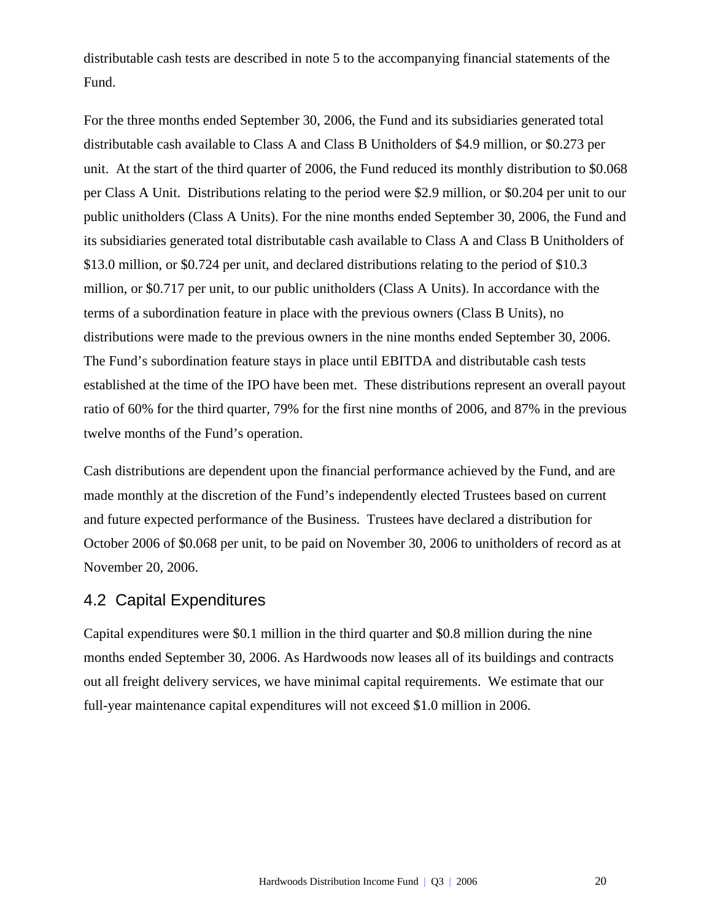distributable cash tests are described in note 5 to the accompanying financial statements of the Fund.

For the three months ended September 30, 2006, the Fund and its subsidiaries generated total distributable cash available to Class A and Class B Unitholders of $4.9 million, or $0.273 per unit. At the start of the third quarter of 2006, the Fund reduced its monthly distribution to $0.068 per Class A Unit. Distributions relating to the period were $2.9 million, or $0.204 per unit to our public unitholders (Class A Units). For the nine months ended September 30, 2006, the Fund and its subsidiaries generated total distributable cash available to Class A and Class B Unitholders of $13.0 million, or $0.724 per unit, and declared distributions relating to the period of $10.3 million, or $0.717 per unit, to our public unitholders (Class A Units). In accordance with the terms of a subordination feature in place with the previous owners (Class B Units), no distributions were made to the previous owners in the nine months ended September 30, 2006. The Fund's subordination feature stays in place until EBITDA and distributable cash tests established at the time of the IPO have been met. These distributions represent an overall payout ratio of 60% for the third quarter, 79% for the first nine months of 2006, and 87% in the previous twelve months of the Fund's operation.

Cash distributions are dependent upon the financial performance achieved by the Fund, and are made monthly at the discretion of the Fund's independently elected Trustees based on current and future expected performance of the Business. Trustees have declared a distribution for October 2006 of $0.068 per unit, to be paid on November 30, 2006 to unitholders of record as at November 20, 2006.

## 4.2 Capital Expenditures

Capital expenditures were $0.1 million in the third quarter and $0.8 million during the nine months ended September 30, 2006. As Hardwoods now leases all of its buildings and contracts out all freight delivery services, we have minimal capital requirements. We estimate that our full-year maintenance capital expenditures will not exceed $1.0 million in 2006.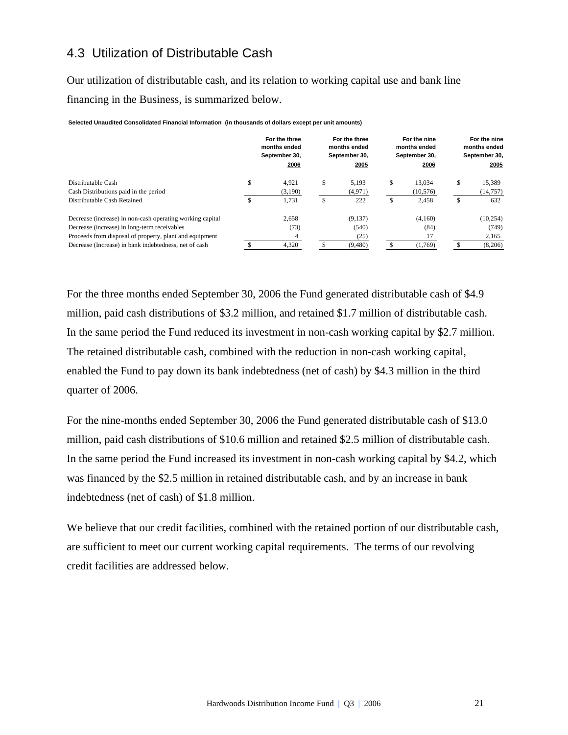## 4.3 Utilization of Distributable Cash

Our utilization of distributable cash, and its relation to working capital use and bank line financing in the Business, is summarized below.

**Selected Unaudited Consolidated Financial Information (in thousands of dollars except per unit amounts)**

| | For the three months ended September 30, 2006 | For the three months ended September 30, 2005 | For the nine months ended September 30, 2006 | For the nine months ended September 30, 2005 |
|---|---|---|---|---|
| Distributable Cash | $ 4,921 | $ 5,193 | $ 13,034 | $ 15,389 |
| Cash Distributions paid in the period | (3,190) | (4,971) | (10,576) | (14,757) |
| Distributable Cash Retained | $ 1,731 | $ 222 | $ 2,458 | $ 632 |
| Decrease (increase) in non-cash operating working capital | 2,658 | (9,137) | (4,160) | (10,254) |
| Decrease (increase) in long-term receivables | (73) | (540) | (84) | (749) |
| Proceeds from disposal of property, plant and equipment | 4 | (25) | 17 | 2,165 |
| Decrease (Increase) in bank indebtedness, net of cash | $ 4,320 | $ (9,480) | $ (1,769) | $ (8,206) |

For the three months ended September 30, 2006 the Fund generated distributable cash of $4.9 million, paid cash distributions of $3.2 million, and retained $1.7 million of distributable cash. In the same period the Fund reduced its investment in non-cash working capital by $2.7 million. The retained distributable cash, combined with the reduction in non-cash working capital, enabled the Fund to pay down its bank indebtedness (net of cash) by $4.3 million in the third quarter of 2006.

For the nine-months ended September 30, 2006 the Fund generated distributable cash of $13.0 million, paid cash distributions of $10.6 million and retained $2.5 million of distributable cash. In the same period the Fund increased its investment in non-cash working capital by $4.2, which was financed by the $2.5 million in retained distributable cash, and by an increase in bank indebtedness (net of cash) of $1.8 million.

We believe that our credit facilities, combined with the retained portion of our distributable cash, are sufficient to meet our current working capital requirements. The terms of our revolving credit facilities are addressed below.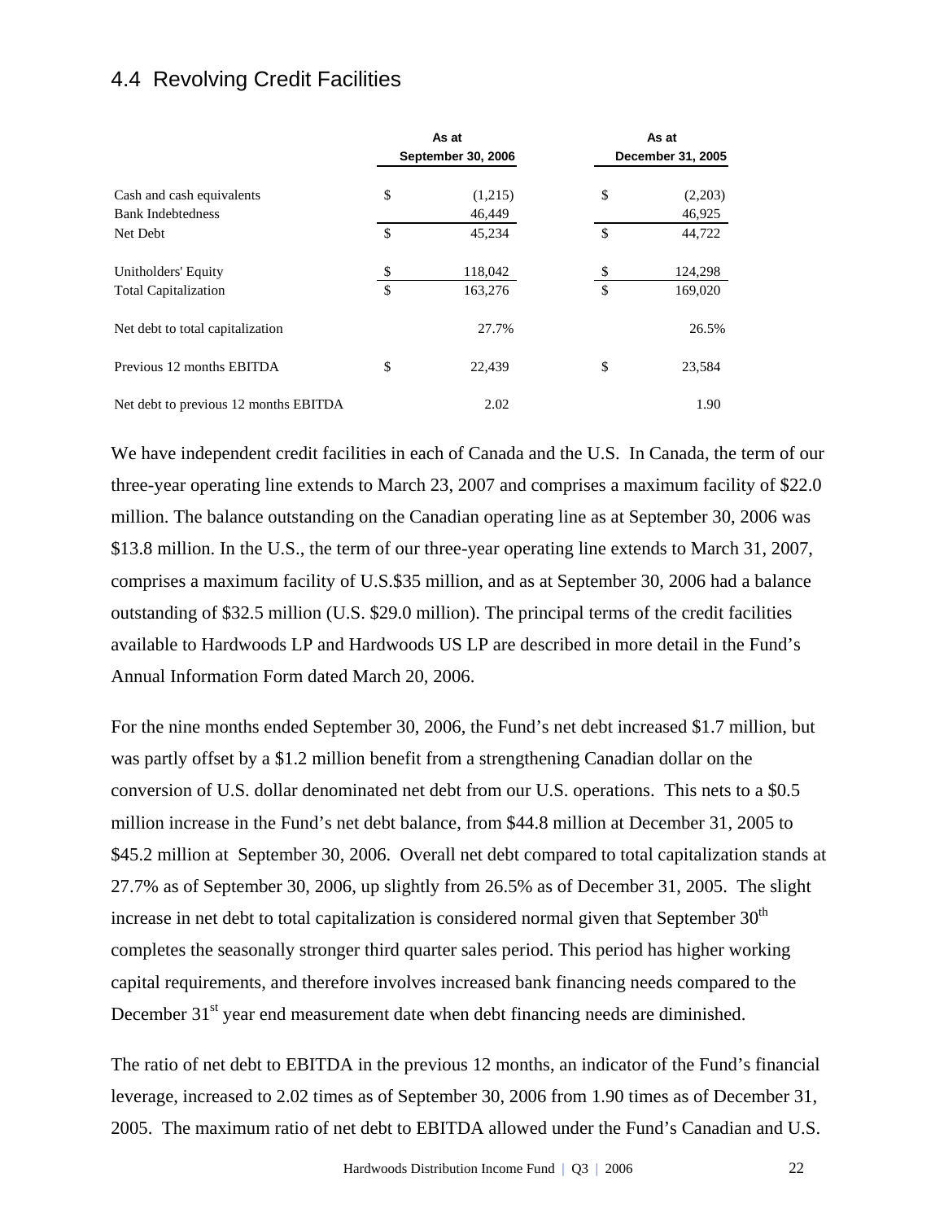## 4.4 Revolving Credit Facilities

| | As at September 30, 2006 | As at December 31, 2005 |
|---|---|---|
| Cash and cash equivalents | $ (1,215) | $ (2,203) |
| Bank Indebtedness | 46,449 | 46,925 |
| Net Debt | $ 45,234 | $ 44,722 |
| Unitholders' Equity | $ 118,042 | $ 124,298 |
| Total Capitalization | $ 163,276 | $ 169,020 |
| Net debt to total capitalization | 27.7% | 26.5% |
| Previous 12 months EBITDA | $ 22,439 | $ 23,584 |
| Net debt to previous 12 months EBITDA | 2.02 | 1.90 |

We have independent credit facilities in each of Canada and the U.S. In Canada, the term of our three-year operating line extends to March 23, 2007 and comprises a maximum facility of $22.0 million. The balance outstanding on the Canadian operating line as at September 30, 2006 was $13.8 million. In the U.S., the term of our three-year operating line extends to March 31, 2007, comprises a maximum facility of U.S.$35 million, and as at September 30, 2006 had a balance outstanding of $32.5 million (U.S. $29.0 million). The principal terms of the credit facilities available to Hardwoods LP and Hardwoods US LP are described in more detail in the Fund's Annual Information Form dated March 20, 2006.

For the nine months ended September 30, 2006, the Fund's net debt increased $1.7 million, but was partly offset by a $1.2 million benefit from a strengthening Canadian dollar on the conversion of U.S. dollar denominated net debt from our U.S. operations. This nets to a $0.5 million increase in the Fund's net debt balance, from $44.8 million at December 31, 2005 to $45.2 million at September 30, 2006. Overall net debt compared to total capitalization stands at 27.7% as of September 30, 2006, up slightly from 26.5% as of December 31, 2005. The slight increase in net debt to total capitalization is considered normal given that September 30th completes the seasonally stronger third quarter sales period. This period has higher working capital requirements, and therefore involves increased bank financing needs compared to the December 31st year end measurement date when debt financing needs are diminished.

The ratio of net debt to EBITDA in the previous 12 months, an indicator of the Fund's financial leverage, increased to 2.02 times as of September 30, 2006 from 1.90 times as of December 31, 2005. The maximum ratio of net debt to EBITDA allowed under the Fund's Canadian and U.S.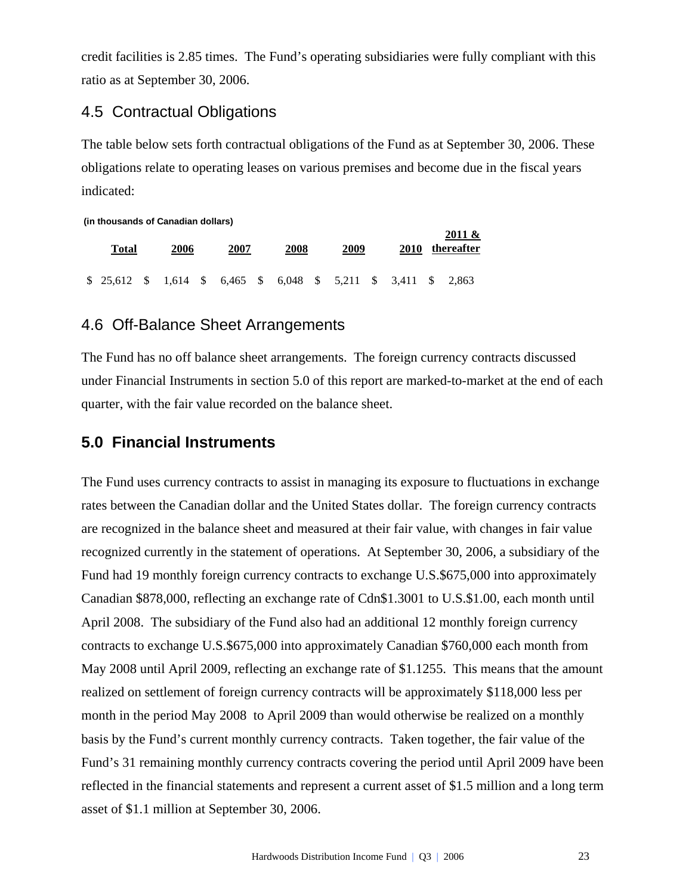credit facilities is 2.85 times. The Fund's operating subsidiaries were fully compliant with this ratio as at September 30, 2006.

## 4.5 Contractual Obligations

The table below sets forth contractual obligations of the Fund as at September 30, 2006. These obligations relate to operating leases on various premises and become due in the fiscal years indicated:

**(in thousands of Canadian dollars)**

| Total | 2006 | 2007 | 2008 | 2009 | 2010 | 2011 & thereafter |
|---|---|---|---|---|---|---|
| $ 25,612 | $ 1,614 | $ 6,465 | $ 6,048 | $ 5,211 | $ 3,411 | $ 2,863 |

## 4.6 Off-Balance Sheet Arrangements

The Fund has no off balance sheet arrangements. The foreign currency contracts discussed under Financial Instruments in section 5.0 of this report are marked-to-market at the end of each quarter, with the fair value recorded on the balance sheet.

# 5.0 Financial Instruments

The Fund uses currency contracts to assist in managing its exposure to fluctuations in exchange rates between the Canadian dollar and the United States dollar. The foreign currency contracts are recognized in the balance sheet and measured at their fair value, with changes in fair value recognized currently in the statement of operations. At September 30, 2006, a subsidiary of the Fund had 19 monthly foreign currency contracts to exchange U.S.$675,000 into approximately Canadian $878,000, reflecting an exchange rate of Cdn$1.3001 to U.S.$1.00, each month until April 2008. The subsidiary of the Fund also had an additional 12 monthly foreign currency contracts to exchange U.S.$675,000 into approximately Canadian $760,000 each month from May 2008 until April 2009, reflecting an exchange rate of $1.1255. This means that the amount realized on settlement of foreign currency contracts will be approximately $118,000 less per month in the period May 2008 to April 2009 than would otherwise be realized on a monthly basis by the Fund's current monthly currency contracts. Taken together, the fair value of the Fund's 31 remaining monthly currency contracts covering the period until April 2009 have been reflected in the financial statements and represent a current asset of $1.5 million and a long term asset of $1.1 million at September 30, 2006.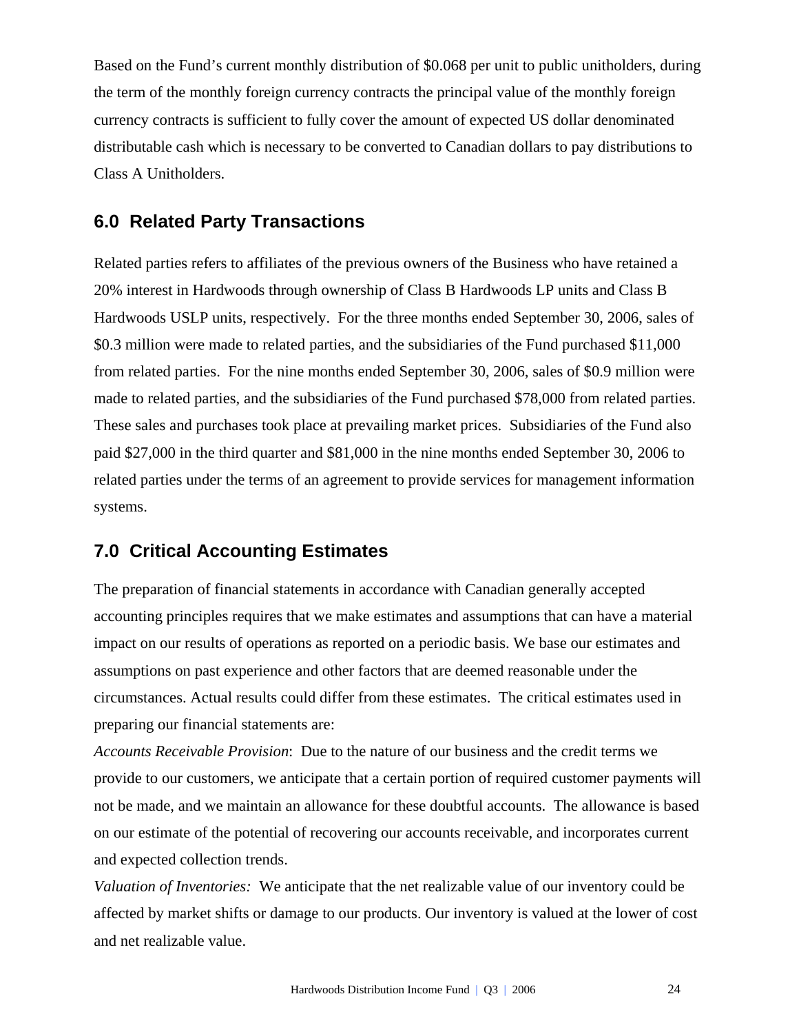Based on the Fund's current monthly distribution of $0.068 per unit to public unitholders, during the term of the monthly foreign currency contracts the principal value of the monthly foreign currency contracts is sufficient to fully cover the amount of expected US dollar denominated distributable cash which is necessary to be converted to Canadian dollars to pay distributions to Class A Unitholders.

## 6.0 Related Party Transactions

Related parties refers to affiliates of the previous owners of the Business who have retained a 20% interest in Hardwoods through ownership of Class B Hardwoods LP units and Class B Hardwoods USLP units, respectively. For the three months ended September 30, 2006, sales of $0.3 million were made to related parties, and the subsidiaries of the Fund purchased $11,000 from related parties. For the nine months ended September 30, 2006, sales of $0.9 million were made to related parties, and the subsidiaries of the Fund purchased $78,000 from related parties. These sales and purchases took place at prevailing market prices. Subsidiaries of the Fund also paid $27,000 in the third quarter and $81,000 in the nine months ended September 30, 2006 to related parties under the terms of an agreement to provide services for management information systems.

## 7.0 Critical Accounting Estimates

The preparation of financial statements in accordance with Canadian generally accepted accounting principles requires that we make estimates and assumptions that can have a material impact on our results of operations as reported on a periodic basis. We base our estimates and assumptions on past experience and other factors that are deemed reasonable under the circumstances. Actual results could differ from these estimates. The critical estimates used in preparing our financial statements are:

*Accounts Receivable Provision*: Due to the nature of our business and the credit terms we provide to our customers, we anticipate that a certain portion of required customer payments will not be made, and we maintain an allowance for these doubtful accounts. The allowance is based on our estimate of the potential of recovering our accounts receivable, and incorporates current and expected collection trends.

*Valuation of Inventories:* We anticipate that the net realizable value of our inventory could be affected by market shifts or damage to our products. Our inventory is valued at the lower of cost and net realizable value.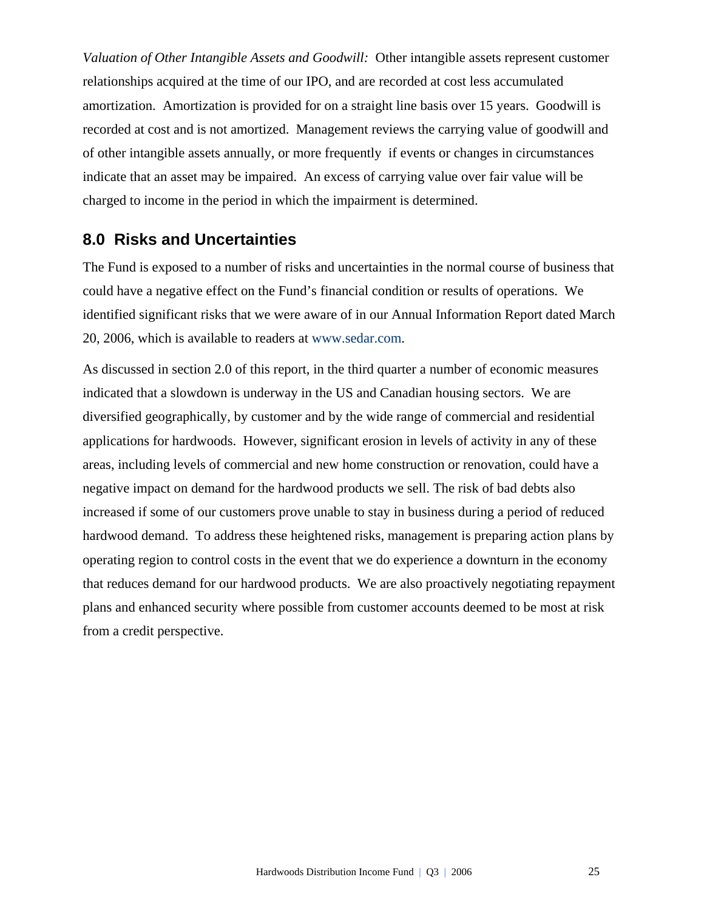*Valuation of Other Intangible Assets and Goodwill:* Other intangible assets represent customer relationships acquired at the time of our IPO, and are recorded at cost less accumulated amortization. Amortization is provided for on a straight line basis over 15 years. Goodwill is recorded at cost and is not amortized. Management reviews the carrying value of goodwill and of other intangible assets annually, or more frequently if events or changes in circumstances indicate that an asset may be impaired. An excess of carrying value over fair value will be charged to income in the period in which the impairment is determined.

## 8.0 Risks and Uncertainties

The Fund is exposed to a number of risks and uncertainties in the normal course of business that could have a negative effect on the Fund's financial condition or results of operations. We identified significant risks that we were aware of in our Annual Information Report dated March 20, 2006, which is available to readers at www.sedar.com.

As discussed in section 2.0 of this report, in the third quarter a number of economic measures indicated that a slowdown is underway in the US and Canadian housing sectors. We are diversified geographically, by customer and by the wide range of commercial and residential applications for hardwoods. However, significant erosion in levels of activity in any of these areas, including levels of commercial and new home construction or renovation, could have a negative impact on demand for the hardwood products we sell. The risk of bad debts also increased if some of our customers prove unable to stay in business during a period of reduced hardwood demand. To address these heightened risks, management is preparing action plans by operating region to control costs in the event that we do experience a downturn in the economy that reduces demand for our hardwood products. We are also proactively negotiating repayment plans and enhanced security where possible from customer accounts deemed to be most at risk from a credit perspective.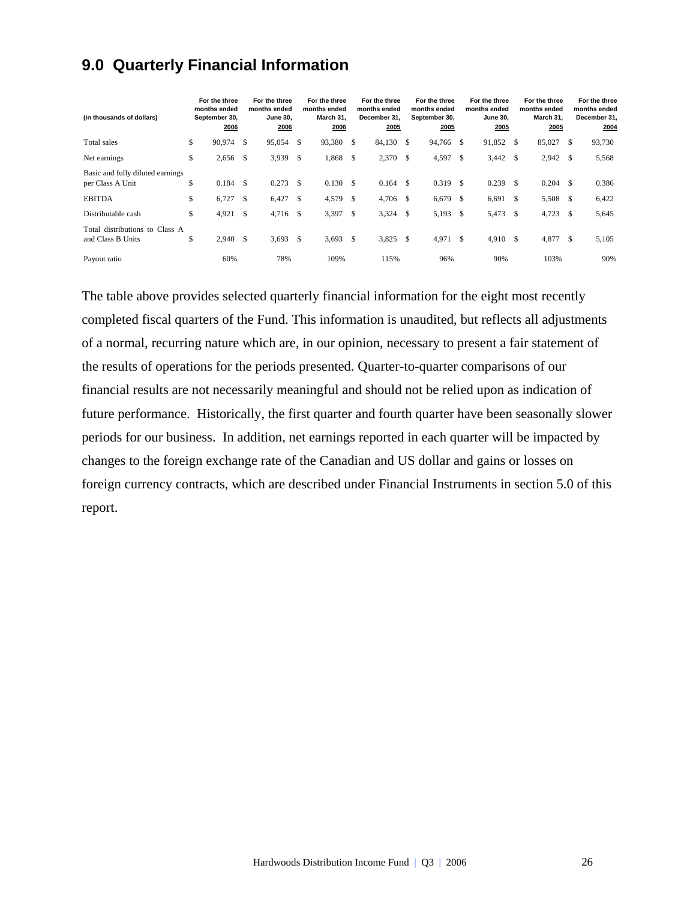## 9.0 Quarterly Financial Information

| (in thousands of dollars) | For the three months ended September 30, 2006 | For the three months ended June 30, 2006 | For the three months ended March 31, 2006 | For the three months ended December 31, 2005 | For the three months ended September 30, 2005 | For the three months ended June 30, 2005 | For the three months ended March 31, 2005 | For the three months ended December 31, 2004 |
|---|---|---|---|---|---|---|---|---|
| Total sales | $ 90,974 | $ 95,054 | $ 93,380 | $ 84,130 | $ 94,766 | $ 91,852 | $ 85,027 | $ 93,730 |
| Net earnings | $ 2,656 | $ 3,939 | $ 1,868 | $ 2,370 | $ 4,597 | $ 3,442 | $ 2,942 | $ 5,568 |
| Basic and fully diluted earnings per Class A Unit | $ 0.184 | $ 0.273 | $ 0.130 | $ 0.164 | $ 0.319 | $ 0.239 | $ 0.204 | $ 0.386 |
| EBITDA | $ 6,727 | $ 6,427 | $ 4,579 | $ 4,706 | $ 6,679 | $ 6,691 | $ 5,508 | $ 6,422 |
| Distributable cash | $ 4,921 | $ 4,716 | $ 3,397 | $ 3,324 | $ 5,193 | $ 5,473 | $ 4,723 | $ 5,645 |
| Total distributions to Class A and Class B Units | $ 2,940 | $ 3,693 | $ 3,693 | $ 3,825 | $ 4,971 | $ 4,910 | $ 4,877 | $ 5,105 |
| Payout ratio | 60% | 78% | 109% | 115% | 96% | 90% | 103% | 90% |

The table above provides selected quarterly financial information for the eight most recently completed fiscal quarters of the Fund. This information is unaudited, but reflects all adjustments of a normal, recurring nature which are, in our opinion, necessary to present a fair statement of the results of operations for the periods presented. Quarter-to-quarter comparisons of our financial results are not necessarily meaningful and should not be relied upon as indication of future performance. Historically, the first quarter and fourth quarter have been seasonally slower periods for our business. In addition, net earnings reported in each quarter will be impacted by changes to the foreign exchange rate of the Canadian and US dollar and gains or losses on foreign currency contracts, which are described under Financial Instruments in section 5.0 of this report.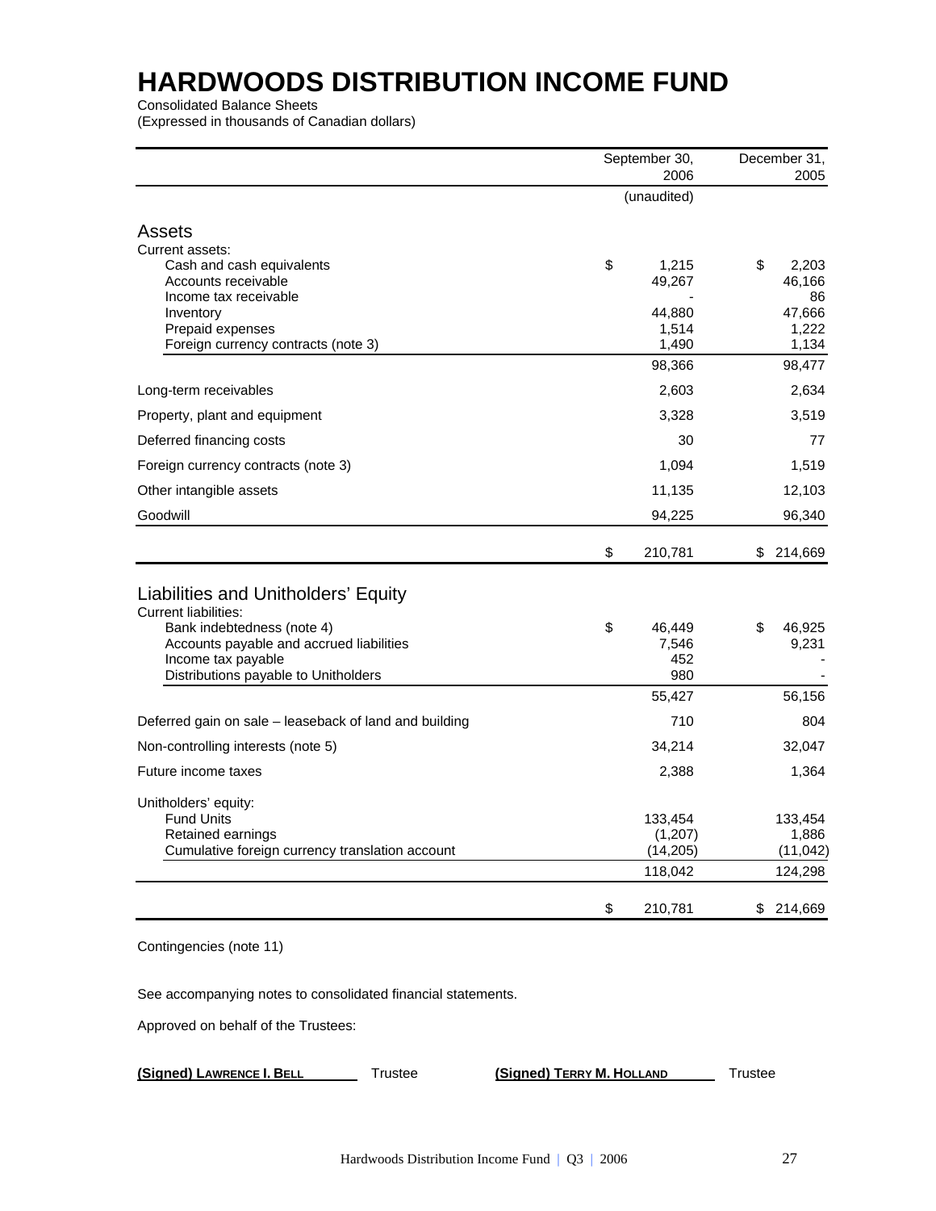# HARDWOODS DISTRIBUTION INCOME FUND

Consolidated Balance Sheets
(Expressed in thousands of Canadian dollars)

| | September 30, 2006 | December 31, 2005 |
|---|---|---|
| | (unaudited) | |
| **Assets** | | |
| Current assets: | | |
| Cash and cash equivalents | $ 1,215 | $ 2,203 |
| Accounts receivable | 49,267 | 46,166 |
| Income tax receivable | - | 86 |
| Inventory | 44,880 | 47,666 |
| Prepaid expenses | 1,514 | 1,222 |
| Foreign currency contracts (note 3) | 1,490 | 1,134 |
| | 98,366 | 98,477 |
| Long-term receivables | 2,603 | 2,634 |
| Property, plant and equipment | 3,328 | 3,519 |
| Deferred financing costs | 30 | 77 |
| Foreign currency contracts (note 3) | 1,094 | 1,519 |
| Other intangible assets | 11,135 | 12,103 |
| Goodwill | 94,225 | 96,340 |
| | $ 210,781 | $ 214,669 |
| **Liabilities and Unitholders' Equity** | | |
| Current liabilities: | | |
| Bank indebtedness (note 4) | $ 46,449 | $ 46,925 |
| Accounts payable and accrued liabilities | 7,546 | 9,231 |
| Income tax payable | 452 | - |
| Distributions payable to Unitholders | 980 | - |
| | 55,427 | 56,156 |
| Deferred gain on sale – leaseback of land and building | 710 | 804 |
| Non-controlling interests (note 5) | 34,214 | 32,047 |
| Future income taxes | 2,388 | 1,364 |
| Unitholders' equity: | | |
| Fund Units | 133,454 | 133,454 |
| Retained earnings | (1,207) | 1,886 |
| Cumulative foreign currency translation account | (14,205) | (11,042) |
| | 118,042 | 124,298 |
| | $ 210,781 | $ 214,669 |

Contingencies (note 11)

See accompanying notes to consolidated financial statements.

Approved on behalf of the Trustees:

**(Signed) LAWRENCE I. BELL** Trustee     **(Signed) TERRY M. HOLLAND** Trustee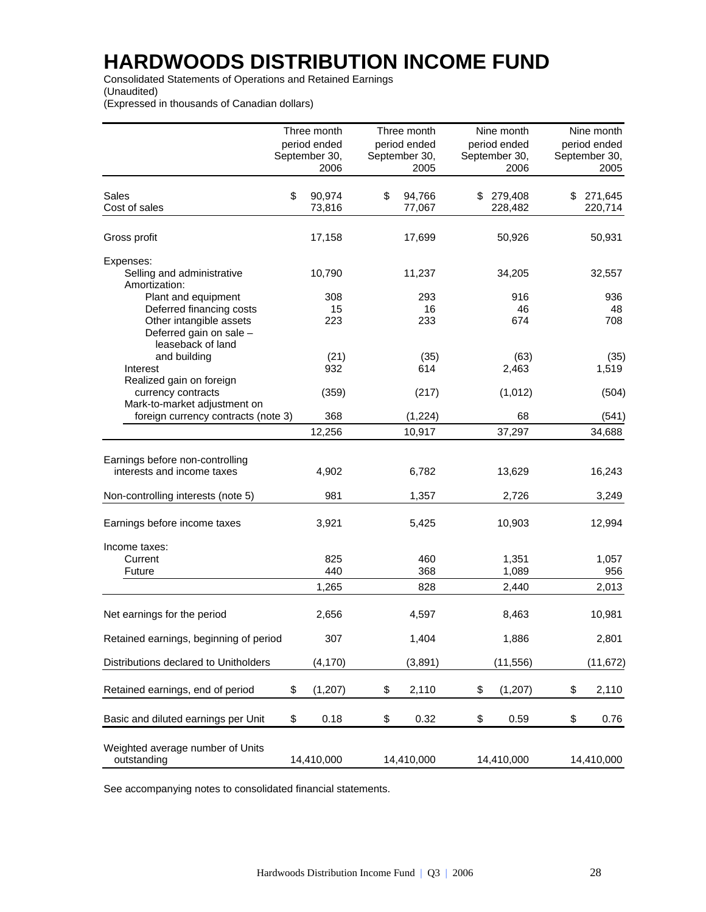# HARDWOODS DISTRIBUTION INCOME FUND

Consolidated Statements of Operations and Retained Earnings
(Unaudited)
(Expressed in thousands of Canadian dollars)

| | Three month period ended September 30, 2006 | Three month period ended September 30, 2005 | Nine month period ended September 30, 2006 | Nine month period ended September 30, 2005 |
|---|---|---|---|---|
| Sales | $ 90,974 | $ 94,766 | $ 279,408 | $ 271,645 |
| Cost of sales | 73,816 | 77,067 | 228,482 | 220,714 |
| Gross profit | 17,158 | 17,699 | 50,926 | 50,931 |
| Expenses: | | | | |
| Selling and administrative | 10,790 | 11,237 | 34,205 | 32,557 |
| Amortization: | | | | |
| Plant and equipment | 308 | 293 | 916 | 936 |
| Deferred financing costs | 15 | 16 | 46 | 48 |
| Other intangible assets | 223 | 233 | 674 | 708 |
| Deferred gain on sale – leaseback of land and building | (21) | (35) | (63) | (35) |
| Interest | 932 | 614 | 2,463 | 1,519 |
| Realized gain on foreign currency contracts | (359) | (217) | (1,012) | (504) |
| Mark-to-market adjustment on foreign currency contracts (note 3) | 368 | (1,224) | 68 | (541) |
| | 12,256 | 10,917 | 37,297 | 34,688 |
| Earnings before non-controlling interests and income taxes | 4,902 | 6,782 | 13,629 | 16,243 |
| Non-controlling interests (note 5) | 981 | 1,357 | 2,726 | 3,249 |
| Earnings before income taxes | 3,921 | 5,425 | 10,903 | 12,994 |
| Income taxes: | | | | |
| Current | 825 | 460 | 1,351 | 1,057 |
| Future | 440 | 368 | 1,089 | 956 |
| | 1,265 | 828 | 2,440 | 2,013 |
| Net earnings for the period | 2,656 | 4,597 | 8,463 | 10,981 |
| Retained earnings, beginning of period | 307 | 1,404 | 1,886 | 2,801 |
| Distributions declared to Unitholders | (4,170) | (3,891) | (11,556) | (11,672) |
| Retained earnings, end of period | $ (1,207) | $ 2,110 | $ (1,207) | $ 2,110 |
| Basic and diluted earnings per Unit | $ 0.18 | $ 0.32 | $ 0.59 | $ 0.76 |
| Weighted average number of Units outstanding | 14,410,000 | 14,410,000 | 14,410,000 | 14,410,000 |

See accompanying notes to consolidated financial statements.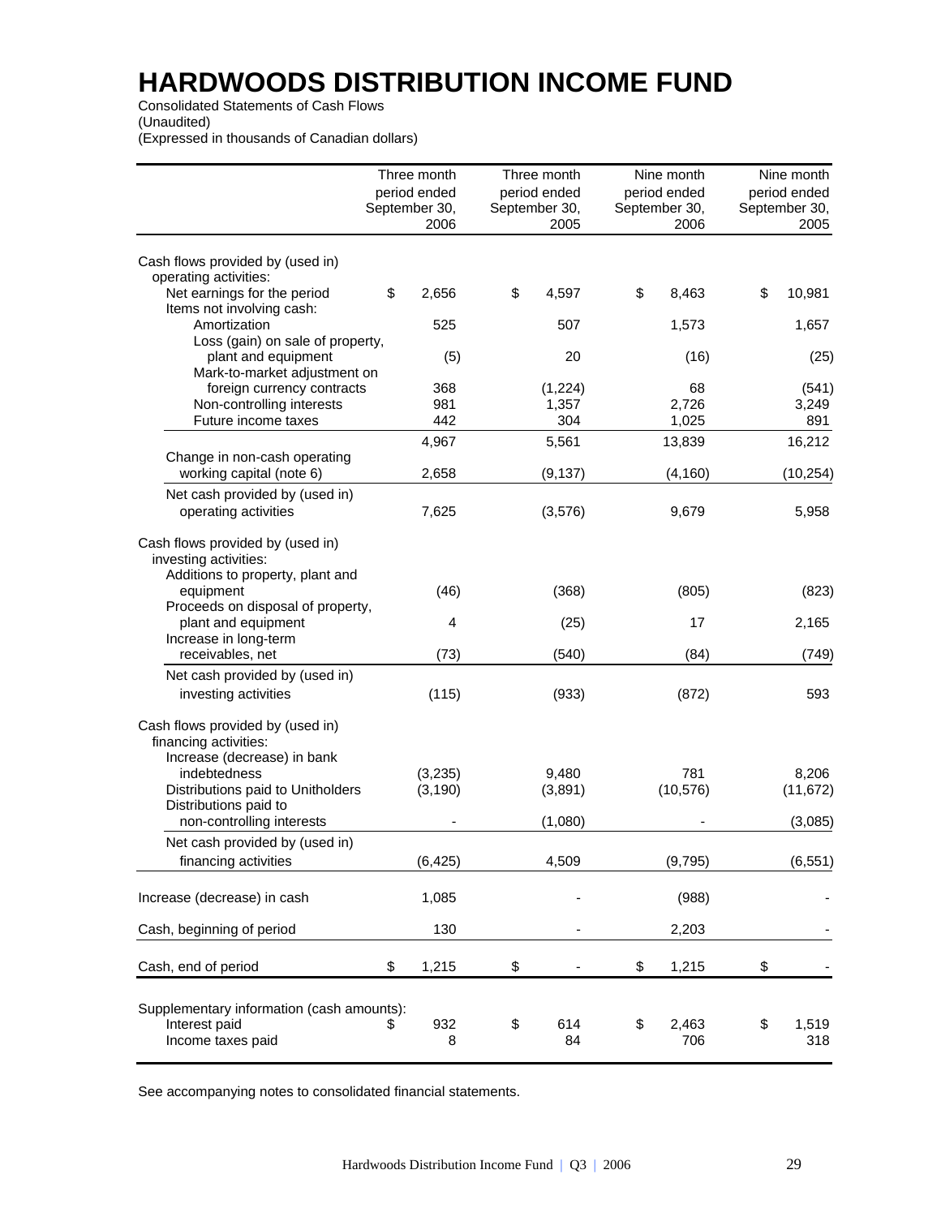# HARDWOODS DISTRIBUTION INCOME FUND

Consolidated Statements of Cash Flows
(Unaudited)
(Expressed in thousands of Canadian dollars)

| | Three month period ended September 30, 2006 | Three month period ended September 30, 2005 | Nine month period ended September 30, 2006 | Nine month period ended September 30, 2005 |
|---|---|---|---|---|
| Cash flows provided by (used in) operating activities: | | | | |
| Net earnings for the period | $ 2,656 | $ 4,597 | $ 8,463 | $ 10,981 |
| Items not involving cash: | | | | |
| Amortization | 525 | 507 | 1,573 | 1,657 |
| Loss (gain) on sale of property, plant and equipment | (5) | 20 | (16) | (25) |
| Mark-to-market adjustment on foreign currency contracts | 368 | (1,224) | 68 | (541) |
| Non-controlling interests | 981 | 1,357 | 2,726 | 3,249 |
| Future income taxes | 442 | 304 | 1,025 | 891 |
| | 4,967 | 5,561 | 13,839 | 16,212 |
| Change in non-cash operating working capital (note 6) | 2,658 | (9,137) | (4,160) | (10,254) |
| Net cash provided by (used in) operating activities | 7,625 | (3,576) | 9,679 | 5,958 |
| Cash flows provided by (used in) investing activities: | | | | |
| Additions to property, plant and equipment | (46) | (368) | (805) | (823) |
| Proceeds on disposal of property, plant and equipment | 4 | (25) | 17 | 2,165 |
| Increase in long-term receivables, net | (73) | (540) | (84) | (749) |
| Net cash provided by (used in) investing activities | (115) | (933) | (872) | 593 |
| Cash flows provided by (used in) financing activities: | | | | |
| Increase (decrease) in bank indebtedness | (3,235) | 9,480 | 781 | 8,206 |
| Distributions paid to Unitholders | (3,190) | (3,891) | (10,576) | (11,672) |
| Distributions paid to non-controlling interests | - | (1,080) | - | (3,085) |
| Net cash provided by (used in) financing activities | (6,425) | 4,509 | (9,795) | (6,551) |
| Increase (decrease) in cash | 1,085 | - | (988) | - |
| Cash, beginning of period | 130 | - | 2,203 | - |
| Cash, end of period | $ 1,215 | $ - | $ 1,215 | $ - |
| Supplementary information (cash amounts): | | | | |
| Interest paid | $ 932 | $ 614 | $ 2,463 | $ 1,519 |
| Income taxes paid | 8 | 84 | 706 | 318 |

See accompanying notes to consolidated financial statements.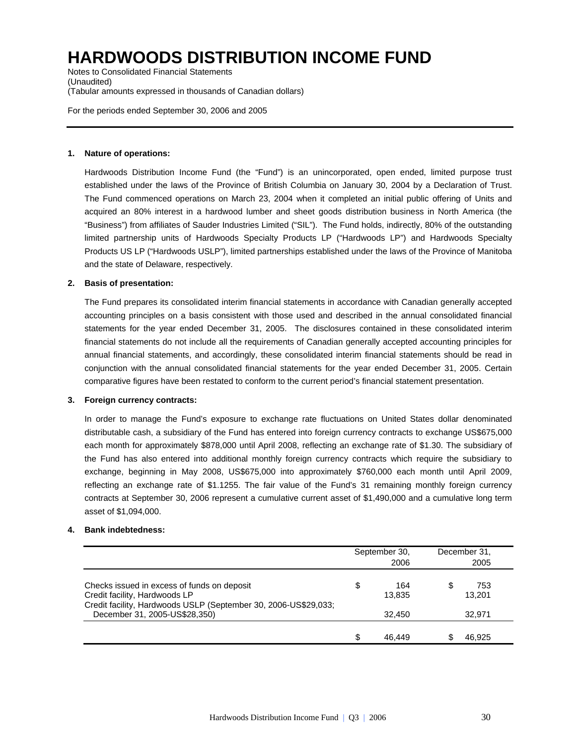# HARDWOODS DISTRIBUTION INCOME FUND

Notes to Consolidated Financial Statements
(Unaudited)
(Tabular amounts expressed in thousands of Canadian dollars)

For the periods ended September 30, 2006 and 2005

**1. Nature of operations:**

Hardwoods Distribution Income Fund (the "Fund") is an unincorporated, open ended, limited purpose trust established under the laws of the Province of British Columbia on January 30, 2004 by a Declaration of Trust. The Fund commenced operations on March 23, 2004 when it completed an initial public offering of Units and acquired an 80% interest in a hardwood lumber and sheet goods distribution business in North America (the "Business") from affiliates of Sauder Industries Limited ("SIL"). The Fund holds, indirectly, 80% of the outstanding limited partnership units of Hardwoods Specialty Products LP ("Hardwoods LP") and Hardwoods Specialty Products US LP ("Hardwoods USLP"), limited partnerships established under the laws of the Province of Manitoba and the state of Delaware, respectively.

**2. Basis of presentation:**

The Fund prepares its consolidated interim financial statements in accordance with Canadian generally accepted accounting principles on a basis consistent with those used and described in the annual consolidated financial statements for the year ended December 31, 2005. The disclosures contained in these consolidated interim financial statements do not include all the requirements of Canadian generally accepted accounting principles for annual financial statements, and accordingly, these consolidated interim financial statements should be read in conjunction with the annual consolidated financial statements for the year ended December 31, 2005. Certain comparative figures have been restated to conform to the current period's financial statement presentation.

**3. Foreign currency contracts:**

In order to manage the Fund's exposure to exchange rate fluctuations on United States dollar denominated distributable cash, a subsidiary of the Fund has entered into foreign currency contracts to exchange US$675,000 each month for approximately $878,000 until April 2008, reflecting an exchange rate of $1.30. The subsidiary of the Fund has also entered into additional monthly foreign currency contracts which require the subsidiary to exchange, beginning in May 2008, US$675,000 into approximately $760,000 each month until April 2009, reflecting an exchange rate of $1.1255. The fair value of the Fund's 31 remaining monthly foreign currency contracts at September 30, 2006 represent a cumulative current asset of $1,490,000 and a cumulative long term asset of $1,094,000.

**4. Bank indebtedness:**

| | September 30, 2006 | December 31, 2005 |
|---|---|---|
| Checks issued in excess of funds on deposit | $ 164 | $ 753 |
| Credit facility, Hardwoods LP | 13,835 | 13,201 |
| Credit facility, Hardwoods USLP (September 30, 2006-US$29,033; December 31, 2005-US$28,350) | 32,450 | 32,971 |
| | $ 46,449 | $ 46,925 |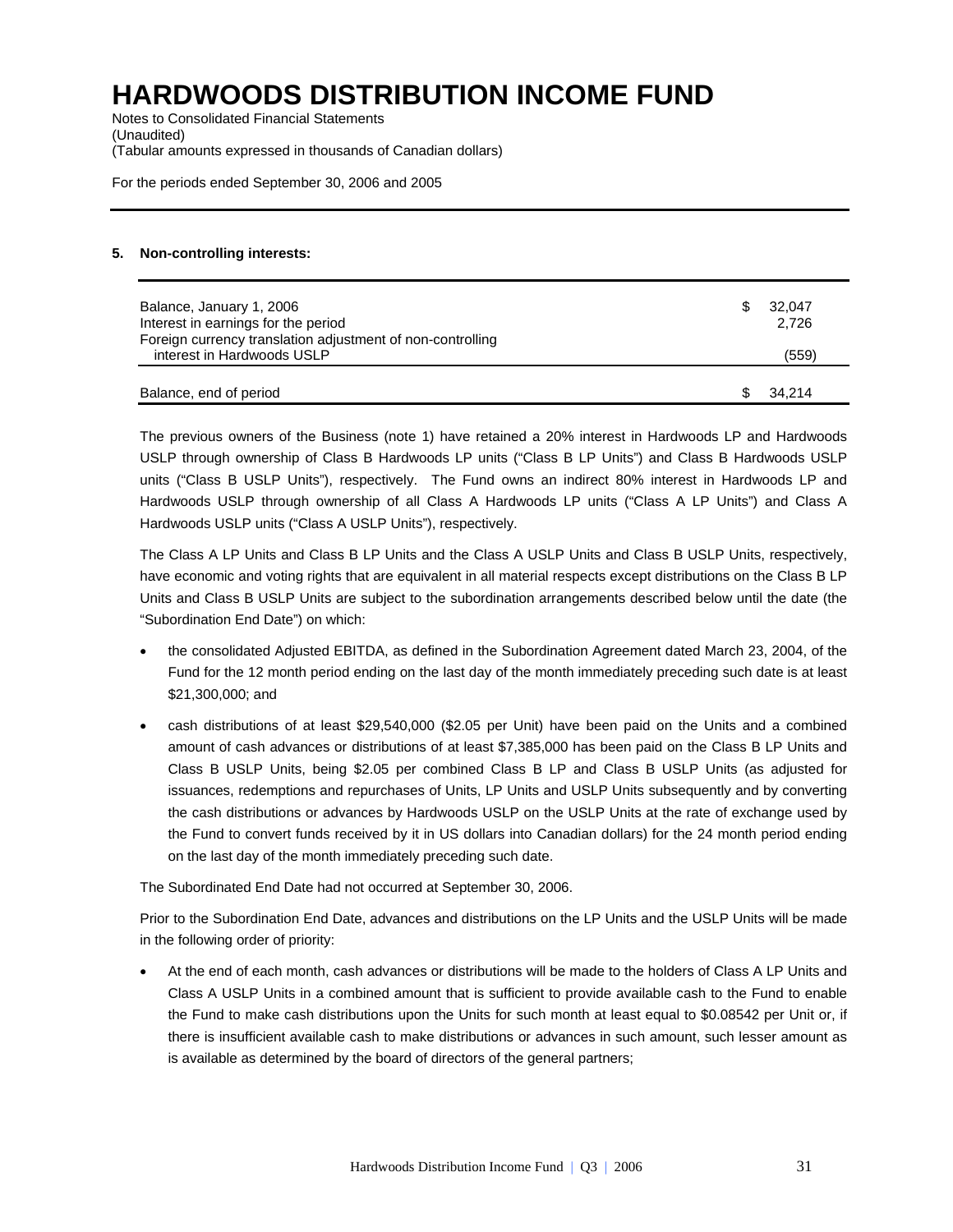# HARDWOODS DISTRIBUTION INCOME FUND

Notes to Consolidated Financial Statements
(Unaudited)
(Tabular amounts expressed in thousands of Canadian dollars)

For the periods ended September 30, 2006 and 2005

**5. Non-controlling interests:**

| | |
|---|---|
| Balance, January 1, 2006 | $ 32,047 |
| Interest in earnings for the period | 2,726 |
| Foreign currency translation adjustment of non-controlling interest in Hardwoods USLP | (559) |
| Balance, end of period | $ 34,214 |

The previous owners of the Business (note 1) have retained a 20% interest in Hardwoods LP and Hardwoods USLP through ownership of Class B Hardwoods LP units ("Class B LP Units") and Class B Hardwoods USLP units ("Class B USLP Units"), respectively. The Fund owns an indirect 80% interest in Hardwoods LP and Hardwoods USLP through ownership of all Class A Hardwoods LP units ("Class A LP Units") and Class A Hardwoods USLP units ("Class A USLP Units"), respectively.

The Class A LP Units and Class B LP Units and the Class A USLP Units and Class B USLP Units, respectively, have economic and voting rights that are equivalent in all material respects except distributions on the Class B LP Units and Class B USLP Units are subject to the subordination arrangements described below until the date (the "Subordination End Date") on which:

- the consolidated Adjusted EBITDA, as defined in the Subordination Agreement dated March 23, 2004, of the Fund for the 12 month period ending on the last day of the month immediately preceding such date is at least $21,300,000; and
- cash distributions of at least $29,540,000 ($2.05 per Unit) have been paid on the Units and a combined amount of cash advances or distributions of at least $7,385,000 has been paid on the Class B LP Units and Class B USLP Units, being $2.05 per combined Class B LP and Class B USLP Units (as adjusted for issuances, redemptions and repurchases of Units, LP Units and USLP Units subsequently and by converting the cash distributions or advances by Hardwoods USLP on the USLP Units at the rate of exchange used by the Fund to convert funds received by it in US dollars into Canadian dollars) for the 24 month period ending on the last day of the month immediately preceding such date.

The Subordinated End Date had not occurred at September 30, 2006.

Prior to the Subordination End Date, advances and distributions on the LP Units and the USLP Units will be made in the following order of priority:

- At the end of each month, cash advances or distributions will be made to the holders of Class A LP Units and Class A USLP Units in a combined amount that is sufficient to provide available cash to the Fund to enable the Fund to make cash distributions upon the Units for such month at least equal to $0.08542 per Unit or, if there is insufficient available cash to make distributions or advances in such amount, such lesser amount as is available as determined by the board of directors of the general partners;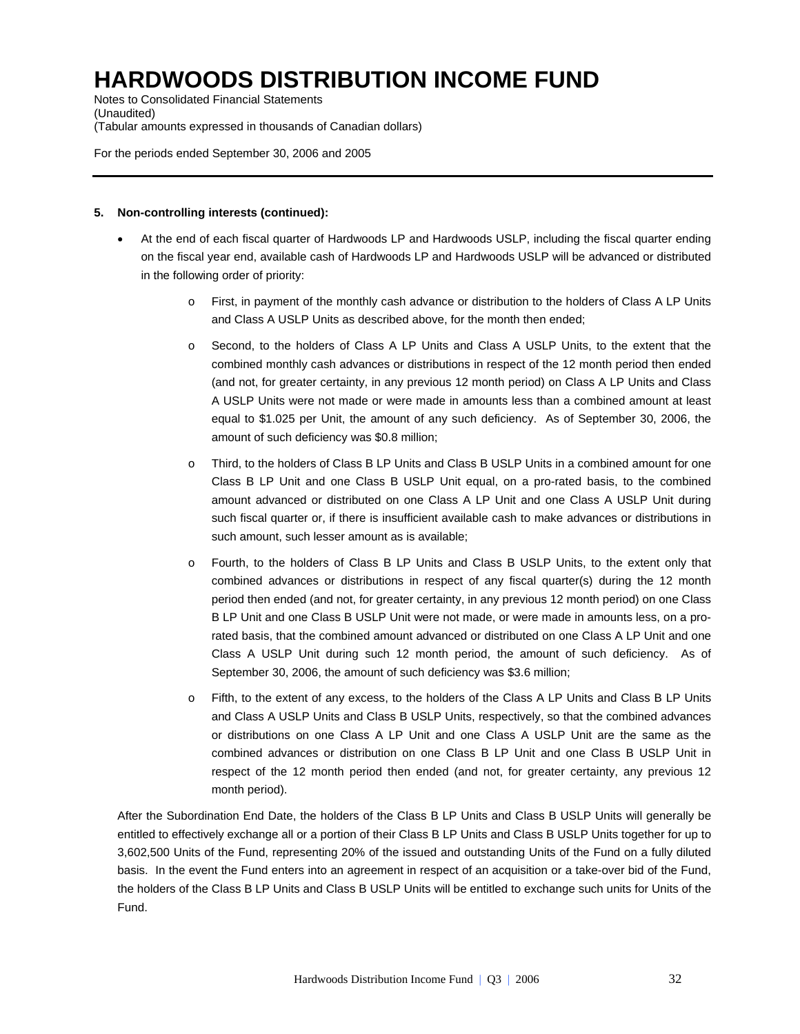# HARDWOODS DISTRIBUTION INCOME FUND

Notes to Consolidated Financial Statements
(Unaudited)
(Tabular amounts expressed in thousands of Canadian dollars)

For the periods ended September 30, 2006 and 2005

**5. Non-controlling interests (continued):**

- At the end of each fiscal quarter of Hardwoods LP and Hardwoods USLP, including the fiscal quarter ending on the fiscal year end, available cash of Hardwoods LP and Hardwoods USLP will be advanced or distributed in the following order of priority:
  - First, in payment of the monthly cash advance or distribution to the holders of Class A LP Units and Class A USLP Units as described above, for the month then ended;
  - Second, to the holders of Class A LP Units and Class A USLP Units, to the extent that the combined monthly cash advances or distributions in respect of the 12 month period then ended (and not, for greater certainty, in any previous 12 month period) on Class A LP Units and Class A USLP Units were not made or were made in amounts less than a combined amount at least equal to $1.025 per Unit, the amount of any such deficiency. As of September 30, 2006, the amount of such deficiency was $0.8 million;
  - Third, to the holders of Class B LP Units and Class B USLP Units in a combined amount for one Class B LP Unit and one Class B USLP Unit equal, on a pro-rated basis, to the combined amount advanced or distributed on one Class A LP Unit and one Class A USLP Unit during such fiscal quarter or, if there is insufficient available cash to make advances or distributions in such amount, such lesser amount as is available;
  - Fourth, to the holders of Class B LP Units and Class B USLP Units, to the extent only that combined advances or distributions in respect of any fiscal quarter(s) during the 12 month period then ended (and not, for greater certainty, in any previous 12 month period) on one Class B LP Unit and one Class B USLP Unit were not made, or were made in amounts less, on a pro-rated basis, that the combined amount advanced or distributed on one Class A LP Unit and one Class A USLP Unit during such 12 month period, the amount of such deficiency. As of September 30, 2006, the amount of such deficiency was $3.6 million;
  - Fifth, to the extent of any excess, to the holders of the Class A LP Units and Class B LP Units and Class A USLP Units and Class B USLP Units, respectively, so that the combined advances or distributions on one Class A LP Unit and one Class A USLP Unit are the same as the combined advances or distribution on one Class B LP Unit and one Class B USLP Unit in respect of the 12 month period then ended (and not, for greater certainty, any previous 12 month period).

After the Subordination End Date, the holders of the Class B LP Units and Class B USLP Units will generally be entitled to effectively exchange all or a portion of their Class B LP Units and Class B USLP Units together for up to 3,602,500 Units of the Fund, representing 20% of the issued and outstanding Units of the Fund on a fully diluted basis. In the event the Fund enters into an agreement in respect of an acquisition or a take-over bid of the Fund, the holders of the Class B LP Units and Class B USLP Units will be entitled to exchange such units for Units of the Fund.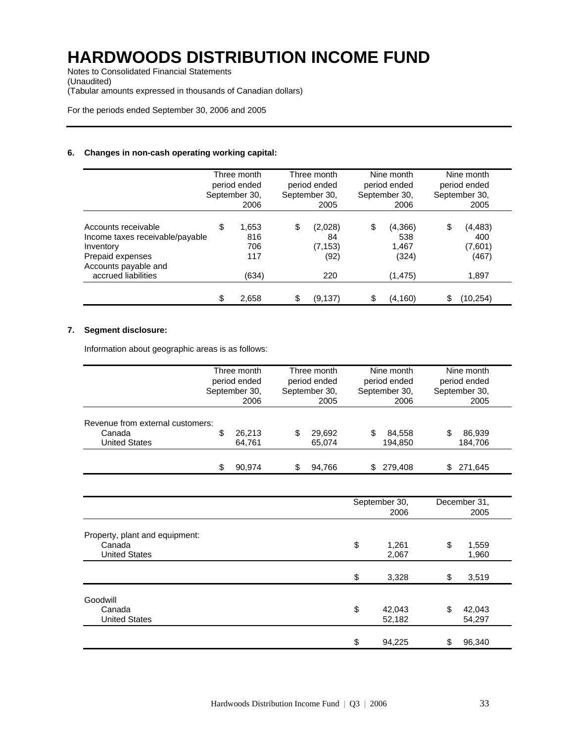# HARDWOODS DISTRIBUTION INCOME FUND

Notes to Consolidated Financial Statements
(Unaudited)
(Tabular amounts expressed in thousands of Canadian dollars)

For the periods ended September 30, 2006 and 2005

### 6. Changes in non-cash operating working capital:

| | Three month period ended September 30, 2006 | Three month period ended September 30, 2005 | Nine month period ended September 30, 2006 | Nine month period ended September 30, 2005 |
|---|---|---|---|---|
| Accounts receivable | $ 1,653 | $ (2,028) | $ (4,366) | $ (4,483) |
| Income taxes receivable/payable | 816 | 84 | 538 | 400 |
| Inventory | 706 | (7,153) | 1,467 | (7,601) |
| Prepaid expenses | 117 | (92) | (324) | (467) |
| Accounts payable and accrued liabilities | (634) | 220 | (1,475) | 1,897 |
| | $ 2,658 | $ (9,137) | $ (4,160) | $ (10,254) |

### 7. Segment disclosure:

Information about geographic areas is as follows:

| | Three month period ended September 30, 2006 | Three month period ended September 30, 2005 | Nine month period ended September 30, 2006 | Nine month period ended September 30, 2005 |
|---|---|---|---|---|
| Revenue from external customers: | | | | |
| Canada | $ 26,213 | $ 29,692 | $ 84,558 | $ 86,939 |
| United States | 64,761 | 65,074 | 194,850 | 184,706 |
| | $ 90,974 | $ 94,766 | $ 279,408 | $ 271,645 |

| | September 30, 2006 | December 31, 2005 |
|---|---|---|
| Property, plant and equipment: | | |
| Canada | $ 1,261 | $ 1,559 |
| United States | 2,067 | 1,960 |
| | $ 3,328 | $ 3,519 |
| Goodwill | | |
| Canada | $ 42,043 | $ 42,043 |
| United States | 52,182 | 54,297 |
| | $ 94,225 | $ 96,340 |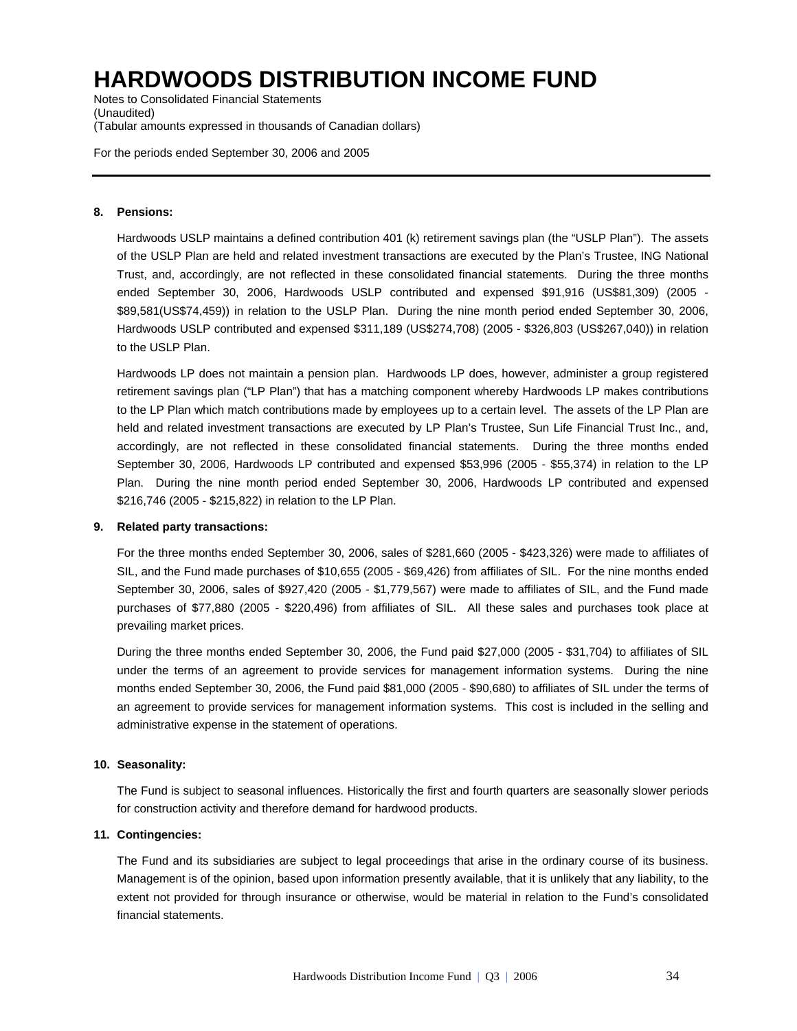# HARDWOODS DISTRIBUTION INCOME FUND

Notes to Consolidated Financial Statements
(Unaudited)
(Tabular amounts expressed in thousands of Canadian dollars)

For the periods ended September 30, 2006 and 2005

**8. Pensions:**

Hardwoods USLP maintains a defined contribution 401 (k) retirement savings plan (the "USLP Plan"). The assets of the USLP Plan are held and related investment transactions are executed by the Plan's Trustee, ING National Trust, and, accordingly, are not reflected in these consolidated financial statements. During the three months ended September 30, 2006, Hardwoods USLP contributed and expensed $91,916 (US$81,309) (2005 - $89,581(US$74,459)) in relation to the USLP Plan. During the nine month period ended September 30, 2006, Hardwoods USLP contributed and expensed $311,189 (US$274,708) (2005 - $326,803 (US$267,040)) in relation to the USLP Plan.

Hardwoods LP does not maintain a pension plan. Hardwoods LP does, however, administer a group registered retirement savings plan ("LP Plan") that has a matching component whereby Hardwoods LP makes contributions to the LP Plan which match contributions made by employees up to a certain level. The assets of the LP Plan are held and related investment transactions are executed by LP Plan's Trustee, Sun Life Financial Trust Inc., and, accordingly, are not reflected in these consolidated financial statements. During the three months ended September 30, 2006, Hardwoods LP contributed and expensed $53,996 (2005 - $55,374) in relation to the LP Plan. During the nine month period ended September 30, 2006, Hardwoods LP contributed and expensed $216,746 (2005 - $215,822) in relation to the LP Plan.

**9. Related party transactions:**

For the three months ended September 30, 2006, sales of $281,660 (2005 - $423,326) were made to affiliates of SIL, and the Fund made purchases of $10,655 (2005 - $69,426) from affiliates of SIL. For the nine months ended September 30, 2006, sales of $927,420 (2005 - $1,779,567) were made to affiliates of SIL, and the Fund made purchases of $77,880 (2005 - $220,496) from affiliates of SIL. All these sales and purchases took place at prevailing market prices.

During the three months ended September 30, 2006, the Fund paid $27,000 (2005 - $31,704) to affiliates of SIL under the terms of an agreement to provide services for management information systems. During the nine months ended September 30, 2006, the Fund paid $81,000 (2005 - $90,680) to affiliates of SIL under the terms of an agreement to provide services for management information systems. This cost is included in the selling and administrative expense in the statement of operations.

**10. Seasonality:**

The Fund is subject to seasonal influences. Historically the first and fourth quarters are seasonally slower periods for construction activity and therefore demand for hardwood products.

**11. Contingencies:**

The Fund and its subsidiaries are subject to legal proceedings that arise in the ordinary course of its business. Management is of the opinion, based upon information presently available, that it is unlikely that any liability, to the extent not provided for through insurance or otherwise, would be material in relation to the Fund's consolidated financial statements.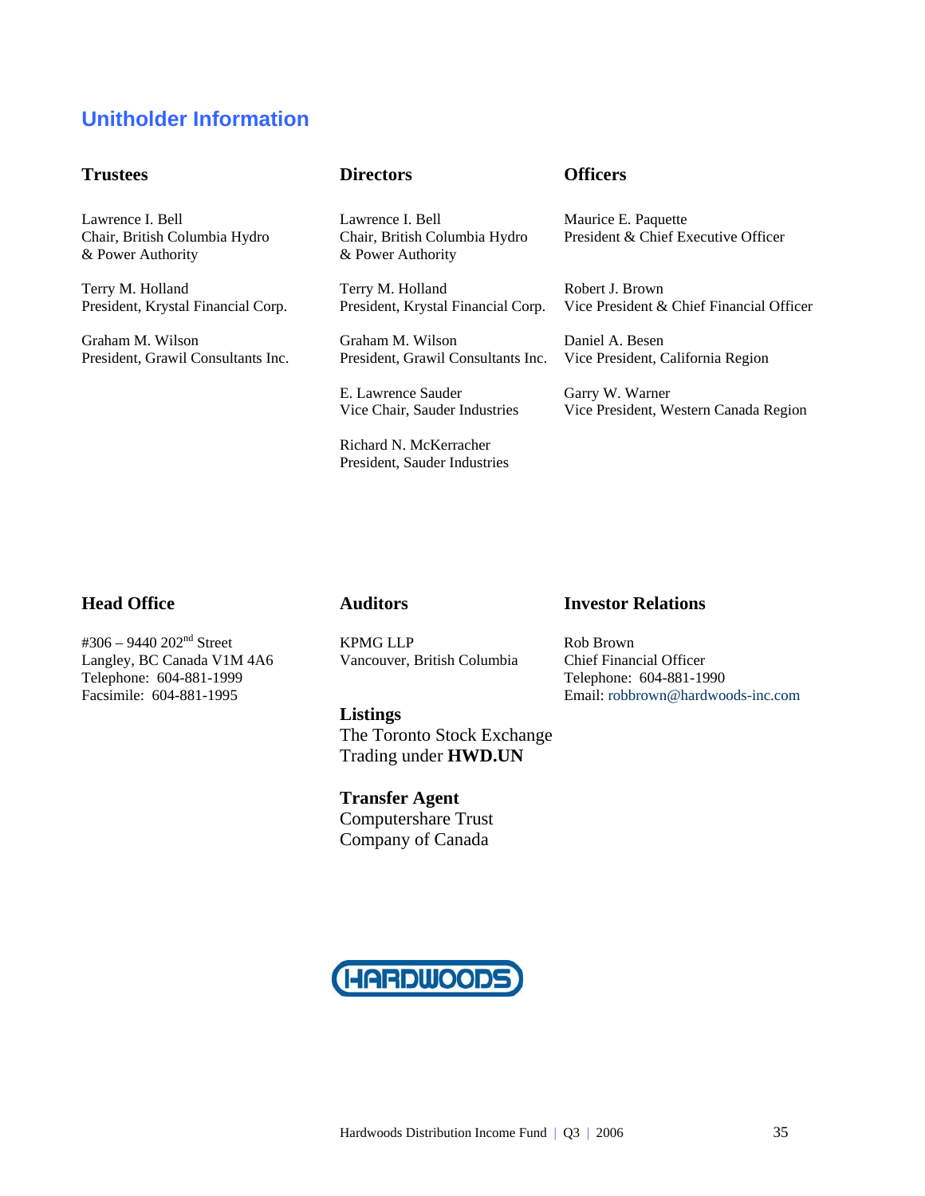# Unitholder Information

## Trustees

Lawrence I. Bell
Chair, British Columbia Hydro
& Power Authority

Terry M. Holland
President, Krystal Financial Corp.

Graham M. Wilson
President, Grawil Consultants Inc.

## Directors

Lawrence I. Bell
Chair, British Columbia Hydro
& Power Authority

Terry M. Holland
President, Krystal Financial Corp.

Graham M. Wilson
President, Grawil Consultants Inc.

E. Lawrence Sauder
Vice Chair, Sauder Industries

Richard N. McKerracher
President, Sauder Industries

## Officers

Maurice E. Paquette
President & Chief Executive Officer

Robert J. Brown
Vice President & Chief Financial Officer

Daniel A. Besen
Vice President, California Region

Garry W. Warner
Vice President, Western Canada Region

## Head Office

#306 – 9440 202nd Street
Langley, BC Canada V1M 4A6
Telephone: 604-881-1999
Facsimile: 604-881-1995

## Auditors

KPMG LLP
Vancouver, British Columbia

## Listings

The Toronto Stock Exchange
Trading under **HWD.UN**

## Transfer Agent

Computershare Trust
Company of Canada

## Investor Relations

Rob Brown
Chief Financial Officer
Telephone: 604-881-1990
Email: robbrown@hardwoods-inc.com

HARDWOODS